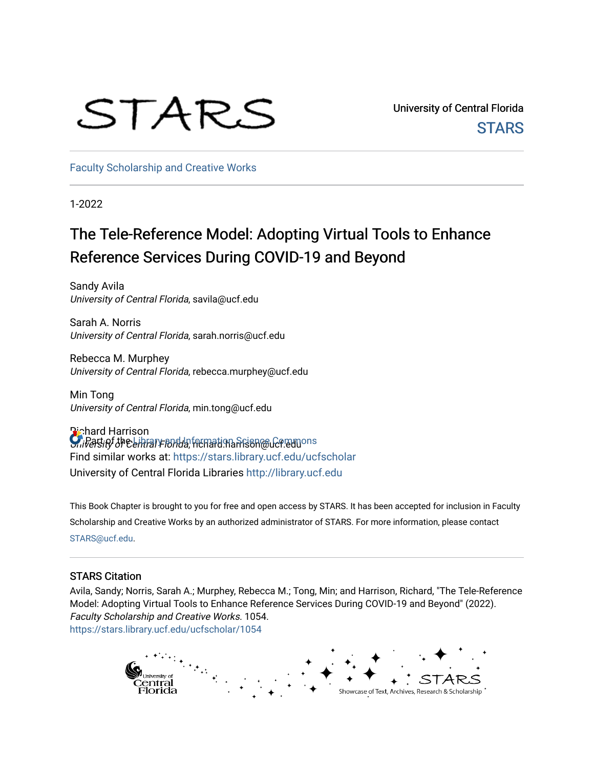University of Central Florida

STARS

Faculty Scholarship and Creative Works

1-2022

# The Tele-Reference Model: Adopting Virtual Tools to Enhance Reference Services During COVID-19 and Beyond

Sandy Avila
*University of Central Florida*, savila@ucf.edu

Sarah A. Norris
*University of Central Florida*, sarah.norris@ucf.edu

Rebecca M. Murphey
*University of Central Florida*, rebecca.murphey@ucf.edu

Min Tong
*University of Central Florida*, min.tong@ucf.edu

Richard Harrison
*University of Central Florida*, richard.harrison@ucf.edu

Part of the Library and Information Science Commons

Find similar works at: https://stars.library.ucf.edu/ucfscholar

University of Central Florida Libraries http://library.ucf.edu

This Book Chapter is brought to you for free and open access by STARS. It has been accepted for inclusion in Faculty Scholarship and Creative Works by an authorized administrator of STARS. For more information, please contact STARS@ucf.edu.

## STARS Citation

Avila, Sandy; Norris, Sarah A.; Murphey, Rebecca M.; Tong, Min; and Harrison, Richard, "The Tele-Reference Model: Adopting Virtual Tools to Enhance Reference Services During COVID-19 and Beyond" (2022). *Faculty Scholarship and Creative Works*. 1054.
https://stars.library.ucf.edu/ucfscholar/1054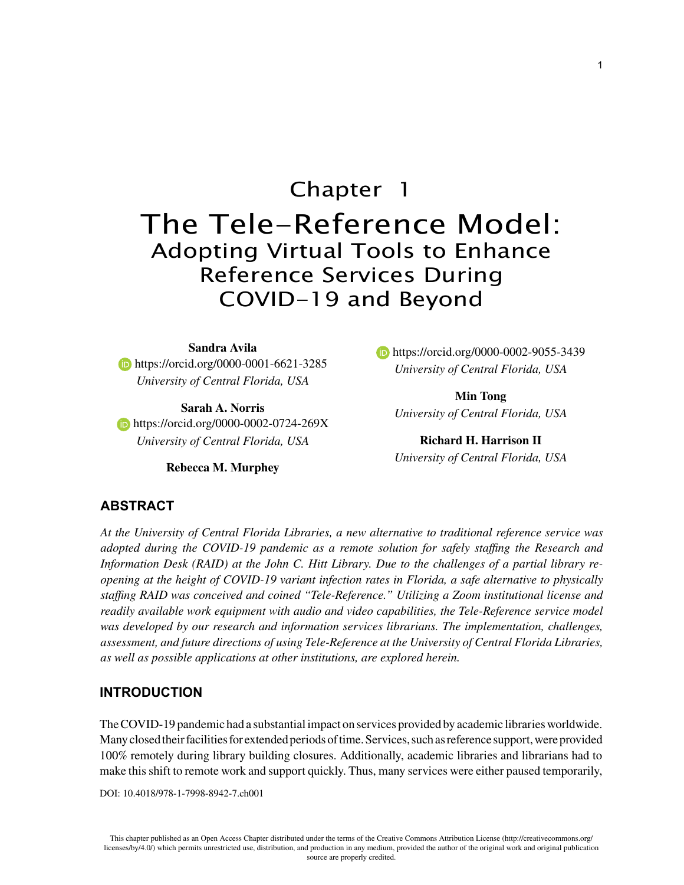# Chapter 1

# The Tele-Reference Model:

## Adopting Virtual Tools to Enhance Reference Services During COVID-19 and Beyond

**Sandra Avila**
https://orcid.org/0000-0001-6621-3285
*University of Central Florida, USA*

**Sarah A. Norris**
https://orcid.org/0000-0002-0724-269X
*University of Central Florida, USA*

**Rebecca M. Murphey**
https://orcid.org/0000-0002-9055-3439
*University of Central Florida, USA*

**Min Tong**
*University of Central Florida, USA*

**Richard H. Harrison II**
*University of Central Florida, USA*

## ABSTRACT

*At the University of Central Florida Libraries, a new alternative to traditional reference service was adopted during the COVID-19 pandemic as a remote solution for safely staffing the Research and Information Desk (RAID) at the John C. Hitt Library. Due to the challenges of a partial library re-opening at the height of COVID-19 variant infection rates in Florida, a safe alternative to physically staffing RAID was conceived and coined "Tele-Reference." Utilizing a Zoom institutional license and readily available work equipment with audio and video capabilities, the Tele-Reference service model was developed by our research and information services librarians. The implementation, challenges, assessment, and future directions of using Tele-Reference at the University of Central Florida Libraries, as well as possible applications at other institutions, are explored herein.*

## INTRODUCTION

The COVID-19 pandemic had a substantial impact on services provided by academic libraries worldwide. Many closed their facilities for extended periods of time. Services, such as reference support, were provided 100% remotely during library building closures. Additionally, academic libraries and librarians had to make this shift to remote work and support quickly. Thus, many services were either paused temporarily,

DOI: 10.4018/978-1-7998-8942-7.ch001

This chapter published as an Open Access Chapter distributed under the terms of the Creative Commons Attribution License (http://creativecommons.org/licenses/by/4.0/) which permits unrestricted use, distribution, and production in any medium, provided the author of the original work and original publication source are properly credited.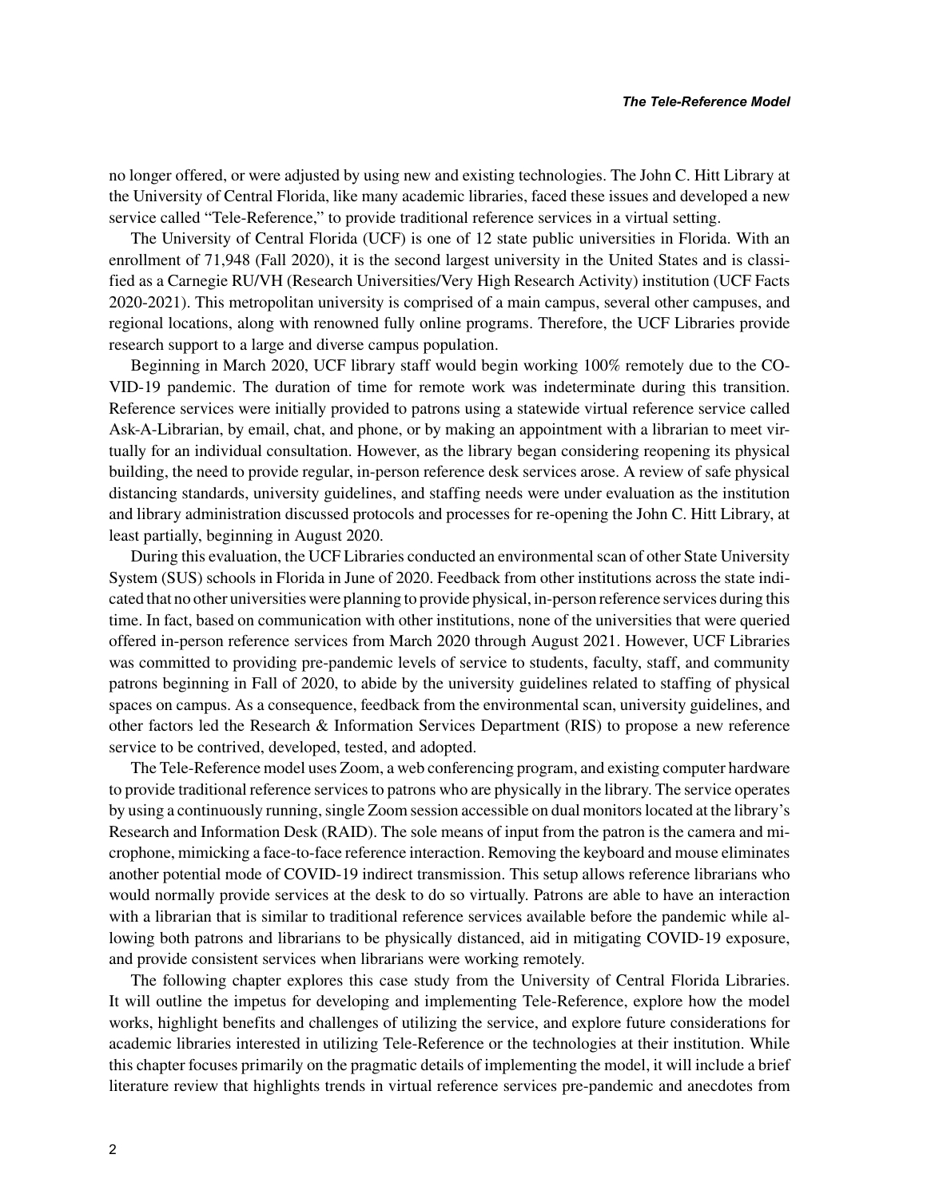no longer offered, or were adjusted by using new and existing technologies. The John C. Hitt Library at the University of Central Florida, like many academic libraries, faced these issues and developed a new service called "Tele-Reference," to provide traditional reference services in a virtual setting.

The University of Central Florida (UCF) is one of 12 state public universities in Florida. With an enrollment of 71,948 (Fall 2020), it is the second largest university in the United States and is classified as a Carnegie RU/VH (Research Universities/Very High Research Activity) institution (UCF Facts 2020-2021). This metropolitan university is comprised of a main campus, several other campuses, and regional locations, along with renowned fully online programs. Therefore, the UCF Libraries provide research support to a large and diverse campus population.

Beginning in March 2020, UCF library staff would begin working 100% remotely due to the COVID-19 pandemic. The duration of time for remote work was indeterminate during this transition. Reference services were initially provided to patrons using a statewide virtual reference service called Ask-A-Librarian, by email, chat, and phone, or by making an appointment with a librarian to meet virtually for an individual consultation. However, as the library began considering reopening its physical building, the need to provide regular, in-person reference desk services arose. A review of safe physical distancing standards, university guidelines, and staffing needs were under evaluation as the institution and library administration discussed protocols and processes for re-opening the John C. Hitt Library, at least partially, beginning in August 2020.

During this evaluation, the UCF Libraries conducted an environmental scan of other State University System (SUS) schools in Florida in June of 2020. Feedback from other institutions across the state indicated that no other universities were planning to provide physical, in-person reference services during this time. In fact, based on communication with other institutions, none of the universities that were queried offered in-person reference services from March 2020 through August 2021. However, UCF Libraries was committed to providing pre-pandemic levels of service to students, faculty, staff, and community patrons beginning in Fall of 2020, to abide by the university guidelines related to staffing of physical spaces on campus. As a consequence, feedback from the environmental scan, university guidelines, and other factors led the Research & Information Services Department (RIS) to propose a new reference service to be contrived, developed, tested, and adopted.

The Tele-Reference model uses Zoom, a web conferencing program, and existing computer hardware to provide traditional reference services to patrons who are physically in the library. The service operates by using a continuously running, single Zoom session accessible on dual monitors located at the library's Research and Information Desk (RAID). The sole means of input from the patron is the camera and microphone, mimicking a face-to-face reference interaction. Removing the keyboard and mouse eliminates another potential mode of COVID-19 indirect transmission. This setup allows reference librarians who would normally provide services at the desk to do so virtually. Patrons are able to have an interaction with a librarian that is similar to traditional reference services available before the pandemic while allowing both patrons and librarians to be physically distanced, aid in mitigating COVID-19 exposure, and provide consistent services when librarians were working remotely.

The following chapter explores this case study from the University of Central Florida Libraries. It will outline the impetus for developing and implementing Tele-Reference, explore how the model works, highlight benefits and challenges of utilizing the service, and explore future considerations for academic libraries interested in utilizing Tele-Reference or the technologies at their institution. While this chapter focuses primarily on the pragmatic details of implementing the model, it will include a brief literature review that highlights trends in virtual reference services pre-pandemic and anecdotes from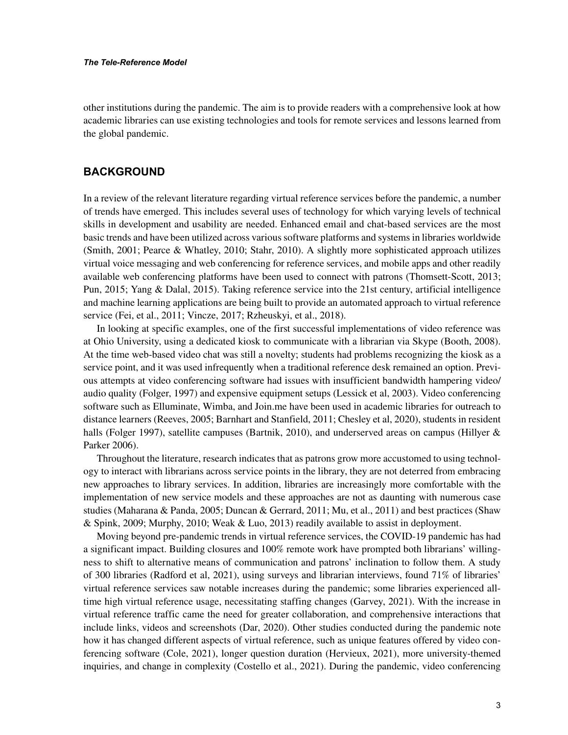other institutions during the pandemic. The aim is to provide readers with a comprehensive look at how academic libraries can use existing technologies and tools for remote services and lessons learned from the global pandemic.

## BACKGROUND

In a review of the relevant literature regarding virtual reference services before the pandemic, a number of trends have emerged. This includes several uses of technology for which varying levels of technical skills in development and usability are needed. Enhanced email and chat-based services are the most basic trends and have been utilized across various software platforms and systems in libraries worldwide (Smith, 2001; Pearce & Whatley, 2010; Stahr, 2010). A slightly more sophisticated approach utilizes virtual voice messaging and web conferencing for reference services, and mobile apps and other readily available web conferencing platforms have been used to connect with patrons (Thomsett-Scott, 2013; Pun, 2015; Yang & Dalal, 2015). Taking reference service into the 21st century, artificial intelligence and machine learning applications are being built to provide an automated approach to virtual reference service (Fei, et al., 2011; Vincze, 2017; Rzheuskyi, et al., 2018).

In looking at specific examples, one of the first successful implementations of video reference was at Ohio University, using a dedicated kiosk to communicate with a librarian via Skype (Booth, 2008). At the time web-based video chat was still a novelty; students had problems recognizing the kiosk as a service point, and it was used infrequently when a traditional reference desk remained an option. Previous attempts at video conferencing software had issues with insufficient bandwidth hampering video/audio quality (Folger, 1997) and expensive equipment setups (Lessick et al, 2003). Video conferencing software such as Elluminate, Wimba, and Join.me have been used in academic libraries for outreach to distance learners (Reeves, 2005; Barnhart and Stanfield, 2011; Chesley et al, 2020), students in resident halls (Folger 1997), satellite campuses (Bartnik, 2010), and underserved areas on campus (Hillyer & Parker 2006).

Throughout the literature, research indicates that as patrons grow more accustomed to using technology to interact with librarians across service points in the library, they are not deterred from embracing new approaches to library services. In addition, libraries are increasingly more comfortable with the implementation of new service models and these approaches are not as daunting with numerous case studies (Maharana & Panda, 2005; Duncan & Gerrard, 2011; Mu, et al., 2011) and best practices (Shaw & Spink, 2009; Murphy, 2010; Weak & Luo, 2013) readily available to assist in deployment.

Moving beyond pre-pandemic trends in virtual reference services, the COVID-19 pandemic has had a significant impact. Building closures and 100% remote work have prompted both librarians' willingness to shift to alternative means of communication and patrons' inclination to follow them. A study of 300 libraries (Radford et al, 2021), using surveys and librarian interviews, found 71% of libraries' virtual reference services saw notable increases during the pandemic; some libraries experienced all-time high virtual reference usage, necessitating staffing changes (Garvey, 2021). With the increase in virtual reference traffic came the need for greater collaboration, and comprehensive interactions that include links, videos and screenshots (Dar, 2020). Other studies conducted during the pandemic note how it has changed different aspects of virtual reference, such as unique features offered by video conferencing software (Cole, 2021), longer question duration (Hervieux, 2021), more university-themed inquiries, and change in complexity (Costello et al., 2021). During the pandemic, video conferencing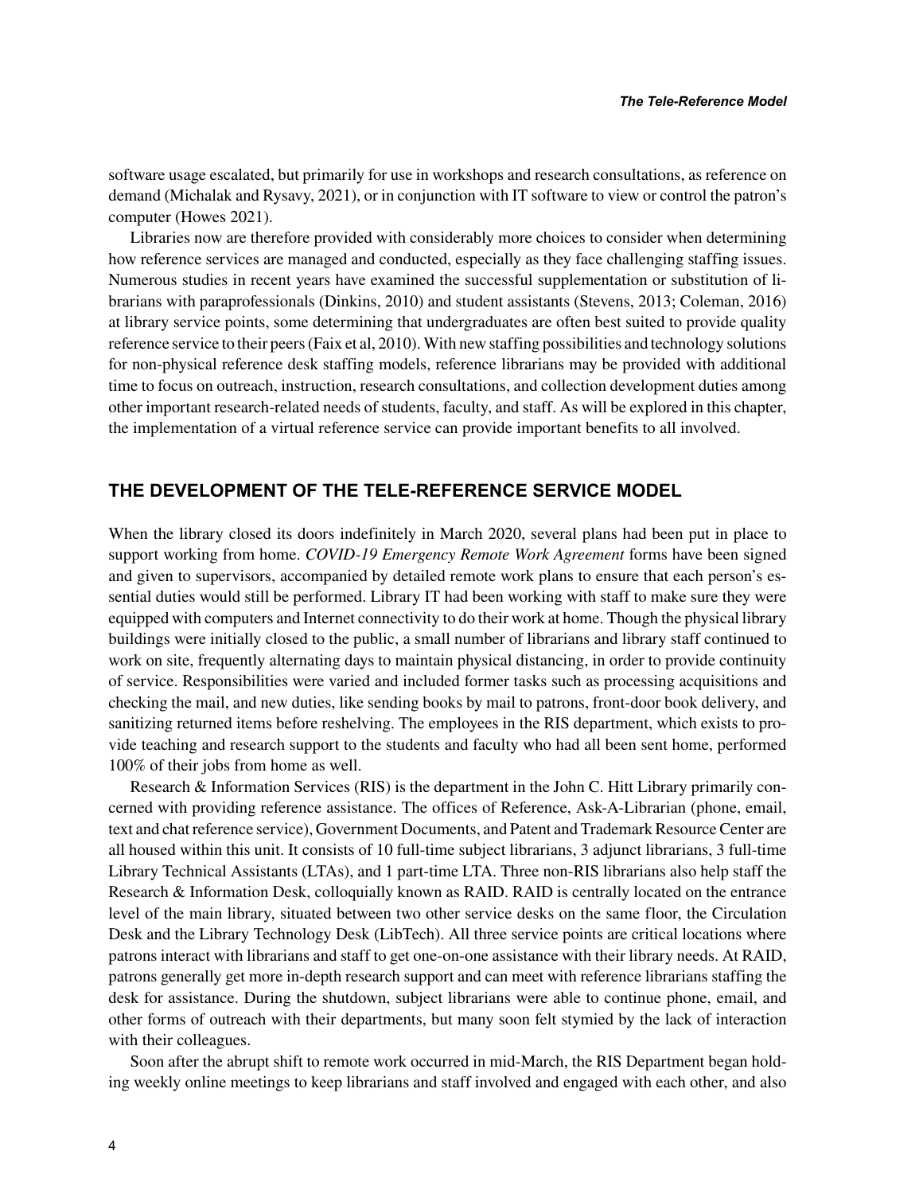software usage escalated, but primarily for use in workshops and research consultations, as reference on demand (Michalak and Rysavy, 2021), or in conjunction with IT software to view or control the patron's computer (Howes 2021).

Libraries now are therefore provided with considerably more choices to consider when determining how reference services are managed and conducted, especially as they face challenging staffing issues. Numerous studies in recent years have examined the successful supplementation or substitution of librarians with paraprofessionals (Dinkins, 2010) and student assistants (Stevens, 2013; Coleman, 2016) at library service points, some determining that undergraduates are often best suited to provide quality reference service to their peers (Faix et al, 2010). With new staffing possibilities and technology solutions for non-physical reference desk staffing models, reference librarians may be provided with additional time to focus on outreach, instruction, research consultations, and collection development duties among other important research-related needs of students, faculty, and staff. As will be explored in this chapter, the implementation of a virtual reference service can provide important benefits to all involved.

## THE DEVELOPMENT OF THE TELE-REFERENCE SERVICE MODEL

When the library closed its doors indefinitely in March 2020, several plans had been put in place to support working from home. *COVID-19 Emergency Remote Work Agreement* forms have been signed and given to supervisors, accompanied by detailed remote work plans to ensure that each person's essential duties would still be performed. Library IT had been working with staff to make sure they were equipped with computers and Internet connectivity to do their work at home. Though the physical library buildings were initially closed to the public, a small number of librarians and library staff continued to work on site, frequently alternating days to maintain physical distancing, in order to provide continuity of service. Responsibilities were varied and included former tasks such as processing acquisitions and checking the mail, and new duties, like sending books by mail to patrons, front-door book delivery, and sanitizing returned items before reshelving. The employees in the RIS department, which exists to provide teaching and research support to the students and faculty who had all been sent home, performed 100% of their jobs from home as well.

Research & Information Services (RIS) is the department in the John C. Hitt Library primarily concerned with providing reference assistance. The offices of Reference, Ask-A-Librarian (phone, email, text and chat reference service), Government Documents, and Patent and Trademark Resource Center are all housed within this unit. It consists of 10 full-time subject librarians, 3 adjunct librarians, 3 full-time Library Technical Assistants (LTAs), and 1 part-time LTA. Three non-RIS librarians also help staff the Research & Information Desk, colloquially known as RAID. RAID is centrally located on the entrance level of the main library, situated between two other service desks on the same floor, the Circulation Desk and the Library Technology Desk (LibTech). All three service points are critical locations where patrons interact with librarians and staff to get one-on-one assistance with their library needs. At RAID, patrons generally get more in-depth research support and can meet with reference librarians staffing the desk for assistance. During the shutdown, subject librarians were able to continue phone, email, and other forms of outreach with their departments, but many soon felt stymied by the lack of interaction with their colleagues.

Soon after the abrupt shift to remote work occurred in mid-March, the RIS Department began holding weekly online meetings to keep librarians and staff involved and engaged with each other, and also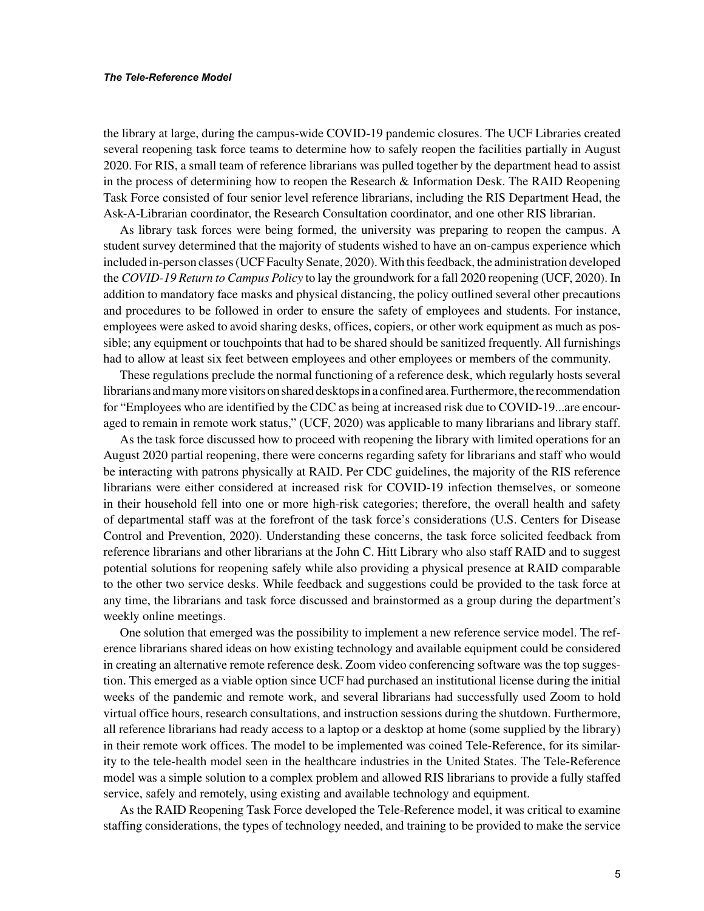the library at large, during the campus-wide COVID-19 pandemic closures. The UCF Libraries created several reopening task force teams to determine how to safely reopen the facilities partially in August 2020. For RIS, a small team of reference librarians was pulled together by the department head to assist in the process of determining how to reopen the Research & Information Desk. The RAID Reopening Task Force consisted of four senior level reference librarians, including the RIS Department Head, the Ask-A-Librarian coordinator, the Research Consultation coordinator, and one other RIS librarian.

As library task forces were being formed, the university was preparing to reopen the campus. A student survey determined that the majority of students wished to have an on-campus experience which included in-person classes (UCF Faculty Senate, 2020). With this feedback, the administration developed the *COVID-19 Return to Campus Policy* to lay the groundwork for a fall 2020 reopening (UCF, 2020). In addition to mandatory face masks and physical distancing, the policy outlined several other precautions and procedures to be followed in order to ensure the safety of employees and students. For instance, employees were asked to avoid sharing desks, offices, copiers, or other work equipment as much as possible; any equipment or touchpoints that had to be shared should be sanitized frequently. All furnishings had to allow at least six feet between employees and other employees or members of the community.

These regulations preclude the normal functioning of a reference desk, which regularly hosts several librarians and many more visitors on shared desktops in a confined area. Furthermore, the recommendation for "Employees who are identified by the CDC as being at increased risk due to COVID-19...are encouraged to remain in remote work status," (UCF, 2020) was applicable to many librarians and library staff.

As the task force discussed how to proceed with reopening the library with limited operations for an August 2020 partial reopening, there were concerns regarding safety for librarians and staff who would be interacting with patrons physically at RAID. Per CDC guidelines, the majority of the RIS reference librarians were either considered at increased risk for COVID-19 infection themselves, or someone in their household fell into one or more high-risk categories; therefore, the overall health and safety of departmental staff was at the forefront of the task force's considerations (U.S. Centers for Disease Control and Prevention, 2020). Understanding these concerns, the task force solicited feedback from reference librarians and other librarians at the John C. Hitt Library who also staff RAID and to suggest potential solutions for reopening safely while also providing a physical presence at RAID comparable to the other two service desks. While feedback and suggestions could be provided to the task force at any time, the librarians and task force discussed and brainstormed as a group during the department's weekly online meetings.

One solution that emerged was the possibility to implement a new reference service model. The reference librarians shared ideas on how existing technology and available equipment could be considered in creating an alternative remote reference desk. Zoom video conferencing software was the top suggestion. This emerged as a viable option since UCF had purchased an institutional license during the initial weeks of the pandemic and remote work, and several librarians had successfully used Zoom to hold virtual office hours, research consultations, and instruction sessions during the shutdown. Furthermore, all reference librarians had ready access to a laptop or a desktop at home (some supplied by the library) in their remote work offices. The model to be implemented was coined Tele-Reference, for its similarity to the tele-health model seen in the healthcare industries in the United States. The Tele-Reference model was a simple solution to a complex problem and allowed RIS librarians to provide a fully staffed service, safely and remotely, using existing and available technology and equipment.

As the RAID Reopening Task Force developed the Tele-Reference model, it was critical to examine staffing considerations, the types of technology needed, and training to be provided to make the service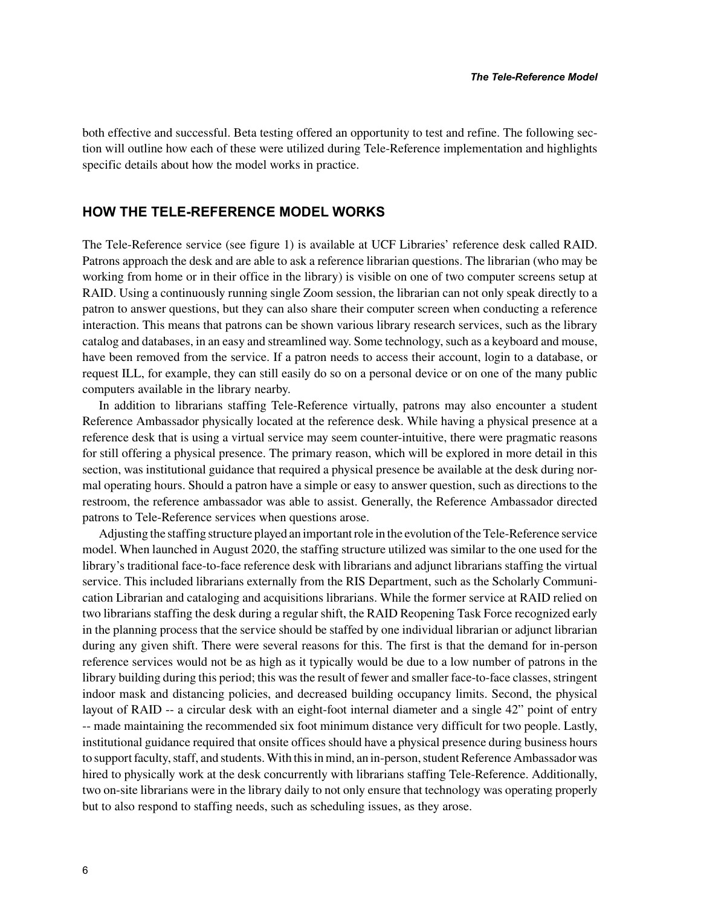both effective and successful. Beta testing offered an opportunity to test and refine. The following section will outline how each of these were utilized during Tele-Reference implementation and highlights specific details about how the model works in practice.

## HOW THE TELE-REFERENCE MODEL WORKS

The Tele-Reference service (see figure 1) is available at UCF Libraries' reference desk called RAID. Patrons approach the desk and are able to ask a reference librarian questions. The librarian (who may be working from home or in their office in the library) is visible on one of two computer screens setup at RAID. Using a continuously running single Zoom session, the librarian can not only speak directly to a patron to answer questions, but they can also share their computer screen when conducting a reference interaction. This means that patrons can be shown various library research services, such as the library catalog and databases, in an easy and streamlined way. Some technology, such as a keyboard and mouse, have been removed from the service. If a patron needs to access their account, login to a database, or request ILL, for example, they can still easily do so on a personal device or on one of the many public computers available in the library nearby.

In addition to librarians staffing Tele-Reference virtually, patrons may also encounter a student Reference Ambassador physically located at the reference desk. While having a physical presence at a reference desk that is using a virtual service may seem counter-intuitive, there were pragmatic reasons for still offering a physical presence. The primary reason, which will be explored in more detail in this section, was institutional guidance that required a physical presence be available at the desk during normal operating hours. Should a patron have a simple or easy to answer question, such as directions to the restroom, the reference ambassador was able to assist. Generally, the Reference Ambassador directed patrons to Tele-Reference services when questions arose.

Adjusting the staffing structure played an important role in the evolution of the Tele-Reference service model. When launched in August 2020, the staffing structure utilized was similar to the one used for the library's traditional face-to-face reference desk with librarians and adjunct librarians staffing the virtual service. This included librarians externally from the RIS Department, such as the Scholarly Communication Librarian and cataloging and acquisitions librarians. While the former service at RAID relied on two librarians staffing the desk during a regular shift, the RAID Reopening Task Force recognized early in the planning process that the service should be staffed by one individual librarian or adjunct librarian during any given shift. There were several reasons for this. The first is that the demand for in-person reference services would not be as high as it typically would be due to a low number of patrons in the library building during this period; this was the result of fewer and smaller face-to-face classes, stringent indoor mask and distancing policies, and decreased building occupancy limits. Second, the physical layout of RAID -- a circular desk with an eight-foot internal diameter and a single 42" point of entry -- made maintaining the recommended six foot minimum distance very difficult for two people. Lastly, institutional guidance required that onsite offices should have a physical presence during business hours to support faculty, staff, and students. With this in mind, an in-person, student Reference Ambassador was hired to physically work at the desk concurrently with librarians staffing Tele-Reference. Additionally, two on-site librarians were in the library daily to not only ensure that technology was operating properly but to also respond to staffing needs, such as scheduling issues, as they arose.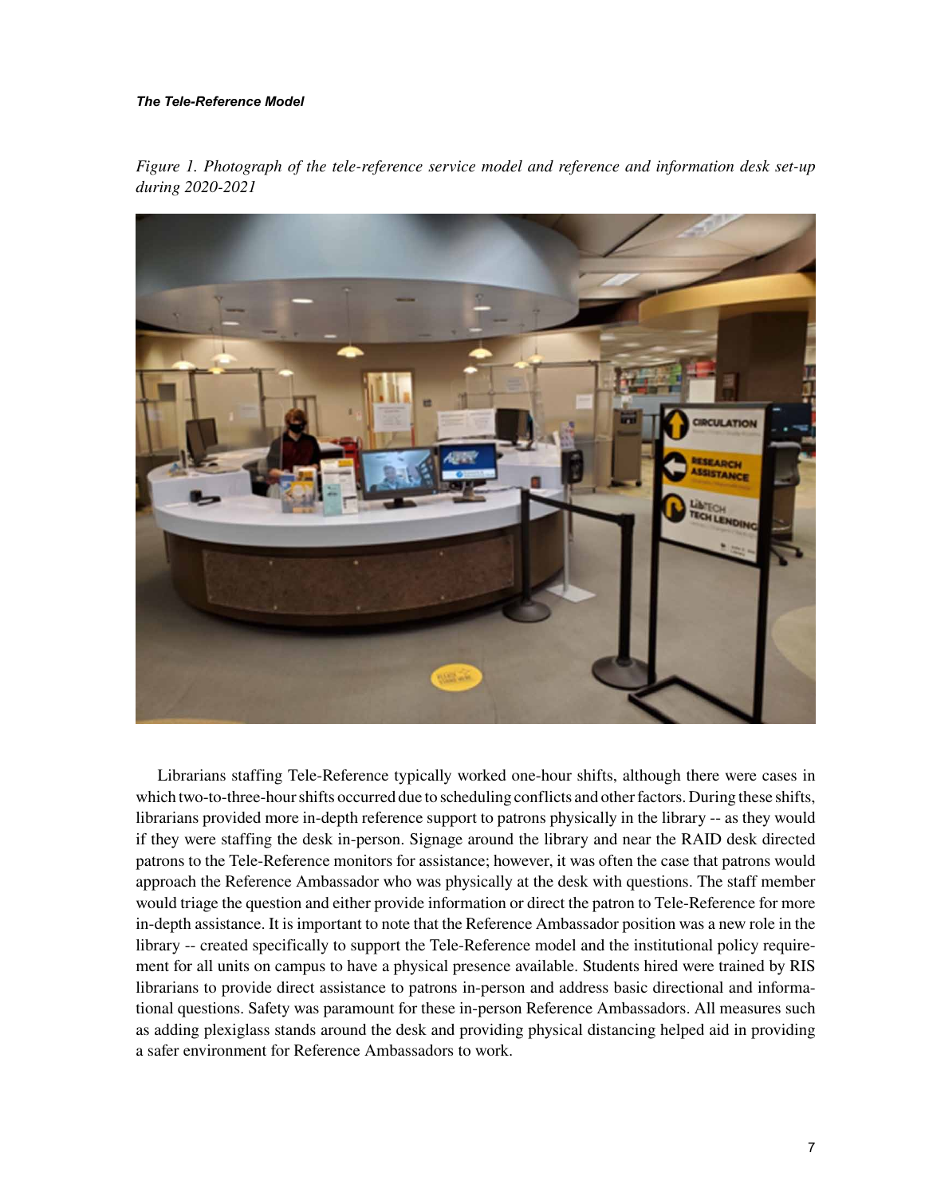*Figure 1. Photograph of the tele-reference service model and reference and information desk set-up during 2020-2021*

Librarians staffing Tele-Reference typically worked one-hour shifts, although there were cases in which two-to-three-hour shifts occurred due to scheduling conflicts and other factors. During these shifts, librarians provided more in-depth reference support to patrons physically in the library -- as they would if they were staffing the desk in-person. Signage around the library and near the RAID desk directed patrons to the Tele-Reference monitors for assistance; however, it was often the case that patrons would approach the Reference Ambassador who was physically at the desk with questions. The staff member would triage the question and either provide information or direct the patron to Tele-Reference for more in-depth assistance. It is important to note that the Reference Ambassador position was a new role in the library -- created specifically to support the Tele-Reference model and the institutional policy requirement for all units on campus to have a physical presence available. Students hired were trained by RIS librarians to provide direct assistance to patrons in-person and address basic directional and informational questions. Safety was paramount for these in-person Reference Ambassadors. All measures such as adding plexiglass stands around the desk and providing physical distancing helped aid in providing a safer environment for Reference Ambassadors to work.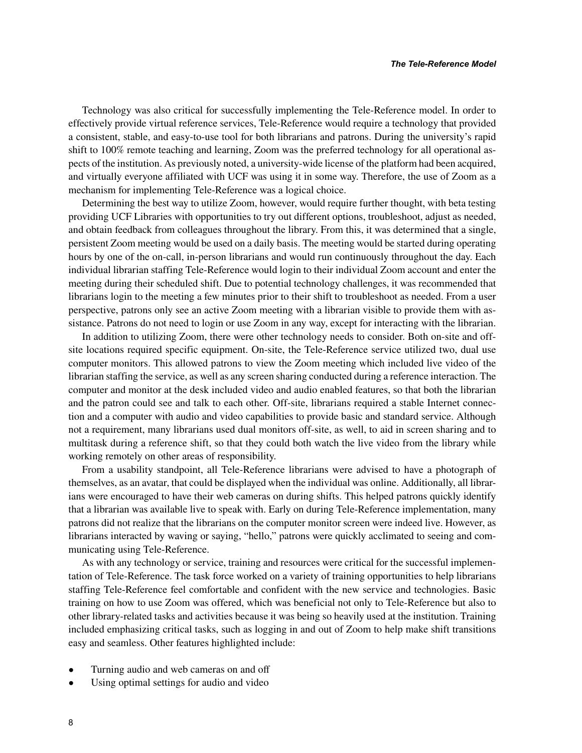Technology was also critical for successfully implementing the Tele-Reference model. In order to effectively provide virtual reference services, Tele-Reference would require a technology that provided a consistent, stable, and easy-to-use tool for both librarians and patrons. During the university's rapid shift to 100% remote teaching and learning, Zoom was the preferred technology for all operational aspects of the institution. As previously noted, a university-wide license of the platform had been acquired, and virtually everyone affiliated with UCF was using it in some way. Therefore, the use of Zoom as a mechanism for implementing Tele-Reference was a logical choice.

Determining the best way to utilize Zoom, however, would require further thought, with beta testing providing UCF Libraries with opportunities to try out different options, troubleshoot, adjust as needed, and obtain feedback from colleagues throughout the library. From this, it was determined that a single, persistent Zoom meeting would be used on a daily basis. The meeting would be started during operating hours by one of the on-call, in-person librarians and would run continuously throughout the day. Each individual librarian staffing Tele-Reference would login to their individual Zoom account and enter the meeting during their scheduled shift. Due to potential technology challenges, it was recommended that librarians login to the meeting a few minutes prior to their shift to troubleshoot as needed. From a user perspective, patrons only see an active Zoom meeting with a librarian visible to provide them with assistance. Patrons do not need to login or use Zoom in any way, except for interacting with the librarian.

In addition to utilizing Zoom, there were other technology needs to consider. Both on-site and off-site locations required specific equipment. On-site, the Tele-Reference service utilized two, dual use computer monitors. This allowed patrons to view the Zoom meeting which included live video of the librarian staffing the service, as well as any screen sharing conducted during a reference interaction. The computer and monitor at the desk included video and audio enabled features, so that both the librarian and the patron could see and talk to each other. Off-site, librarians required a stable Internet connection and a computer with audio and video capabilities to provide basic and standard service. Although not a requirement, many librarians used dual monitors off-site, as well, to aid in screen sharing and to multitask during a reference shift, so that they could both watch the live video from the library while working remotely on other areas of responsibility.

From a usability standpoint, all Tele-Reference librarians were advised to have a photograph of themselves, as an avatar, that could be displayed when the individual was online. Additionally, all librarians were encouraged to have their web cameras on during shifts. This helped patrons quickly identify that a librarian was available live to speak with. Early on during Tele-Reference implementation, many patrons did not realize that the librarians on the computer monitor screen were indeed live. However, as librarians interacted by waving or saying, "hello," patrons were quickly acclimated to seeing and communicating using Tele-Reference.

As with any technology or service, training and resources were critical for the successful implementation of Tele-Reference. The task force worked on a variety of training opportunities to help librarians staffing Tele-Reference feel comfortable and confident with the new service and technologies. Basic training on how to use Zoom was offered, which was beneficial not only to Tele-Reference but also to other library-related tasks and activities because it was being so heavily used at the institution. Training included emphasizing critical tasks, such as logging in and out of Zoom to help make shift transitions easy and seamless. Other features highlighted include:

- Turning audio and web cameras on and off
- Using optimal settings for audio and video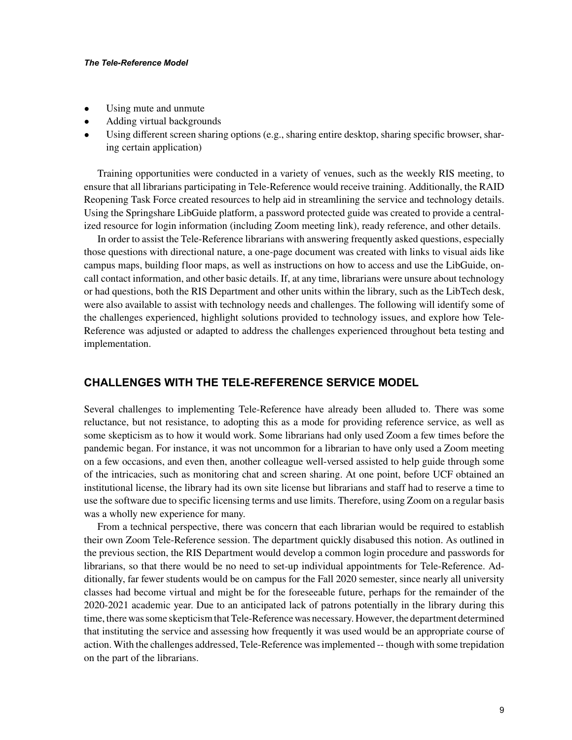- Using mute and unmute
- Adding virtual backgrounds
- Using different screen sharing options (e.g., sharing entire desktop, sharing specific browser, sharing certain application)

Training opportunities were conducted in a variety of venues, such as the weekly RIS meeting, to ensure that all librarians participating in Tele-Reference would receive training. Additionally, the RAID Reopening Task Force created resources to help aid in streamlining the service and technology details. Using the Springshare LibGuide platform, a password protected guide was created to provide a centralized resource for login information (including Zoom meeting link), ready reference, and other details.

In order to assist the Tele-Reference librarians with answering frequently asked questions, especially those questions with directional nature, a one-page document was created with links to visual aids like campus maps, building floor maps, as well as instructions on how to access and use the LibGuide, on-call contact information, and other basic details. If, at any time, librarians were unsure about technology or had questions, both the RIS Department and other units within the library, such as the LibTech desk, were also available to assist with technology needs and challenges. The following will identify some of the challenges experienced, highlight solutions provided to technology issues, and explore how Tele-Reference was adjusted or adapted to address the challenges experienced throughout beta testing and implementation.

## CHALLENGES WITH THE TELE-REFERENCE SERVICE MODEL

Several challenges to implementing Tele-Reference have already been alluded to. There was some reluctance, but not resistance, to adopting this as a mode for providing reference service, as well as some skepticism as to how it would work. Some librarians had only used Zoom a few times before the pandemic began. For instance, it was not uncommon for a librarian to have only used a Zoom meeting on a few occasions, and even then, another colleague well-versed assisted to help guide through some of the intricacies, such as monitoring chat and screen sharing. At one point, before UCF obtained an institutional license, the library had its own site license but librarians and staff had to reserve a time to use the software due to specific licensing terms and use limits. Therefore, using Zoom on a regular basis was a wholly new experience for many.

From a technical perspective, there was concern that each librarian would be required to establish their own Zoom Tele-Reference session. The department quickly disabused this notion. As outlined in the previous section, the RIS Department would develop a common login procedure and passwords for librarians, so that there would be no need to set-up individual appointments for Tele-Reference. Additionally, far fewer students would be on campus for the Fall 2020 semester, since nearly all university classes had become virtual and might be for the foreseeable future, perhaps for the remainder of the 2020-2021 academic year. Due to an anticipated lack of patrons potentially in the library during this time, there was some skepticism that Tele-Reference was necessary. However, the department determined that instituting the service and assessing how frequently it was used would be an appropriate course of action. With the challenges addressed, Tele-Reference was implemented -- though with some trepidation on the part of the librarians.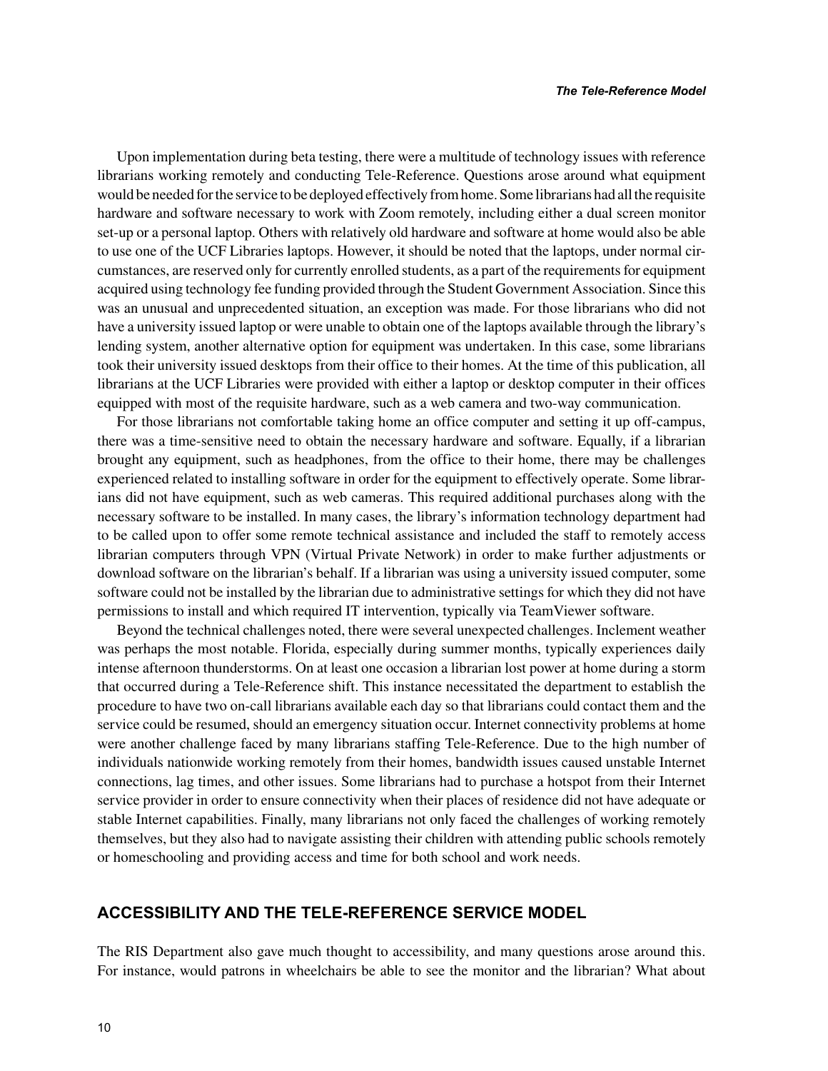Upon implementation during beta testing, there were a multitude of technology issues with reference librarians working remotely and conducting Tele-Reference. Questions arose around what equipment would be needed for the service to be deployed effectively from home. Some librarians had all the requisite hardware and software necessary to work with Zoom remotely, including either a dual screen monitor set-up or a personal laptop. Others with relatively old hardware and software at home would also be able to use one of the UCF Libraries laptops. However, it should be noted that the laptops, under normal circumstances, are reserved only for currently enrolled students, as a part of the requirements for equipment acquired using technology fee funding provided through the Student Government Association. Since this was an unusual and unprecedented situation, an exception was made. For those librarians who did not have a university issued laptop or were unable to obtain one of the laptops available through the library's lending system, another alternative option for equipment was undertaken. In this case, some librarians took their university issued desktops from their office to their homes. At the time of this publication, all librarians at the UCF Libraries were provided with either a laptop or desktop computer in their offices equipped with most of the requisite hardware, such as a web camera and two-way communication.

For those librarians not comfortable taking home an office computer and setting it up off-campus, there was a time-sensitive need to obtain the necessary hardware and software. Equally, if a librarian brought any equipment, such as headphones, from the office to their home, there may be challenges experienced related to installing software in order for the equipment to effectively operate. Some librarians did not have equipment, such as web cameras. This required additional purchases along with the necessary software to be installed. In many cases, the library's information technology department had to be called upon to offer some remote technical assistance and included the staff to remotely access librarian computers through VPN (Virtual Private Network) in order to make further adjustments or download software on the librarian's behalf. If a librarian was using a university issued computer, some software could not be installed by the librarian due to administrative settings for which they did not have permissions to install and which required IT intervention, typically via TeamViewer software.

Beyond the technical challenges noted, there were several unexpected challenges. Inclement weather was perhaps the most notable. Florida, especially during summer months, typically experiences daily intense afternoon thunderstorms. On at least one occasion a librarian lost power at home during a storm that occurred during a Tele-Reference shift. This instance necessitated the department to establish the procedure to have two on-call librarians available each day so that librarians could contact them and the service could be resumed, should an emergency situation occur. Internet connectivity problems at home were another challenge faced by many librarians staffing Tele-Reference. Due to the high number of individuals nationwide working remotely from their homes, bandwidth issues caused unstable Internet connections, lag times, and other issues. Some librarians had to purchase a hotspot from their Internet service provider in order to ensure connectivity when their places of residence did not have adequate or stable Internet capabilities. Finally, many librarians not only faced the challenges of working remotely themselves, but they also had to navigate assisting their children with attending public schools remotely or homeschooling and providing access and time for both school and work needs.

## ACCESSIBILITY AND THE TELE-REFERENCE SERVICE MODEL

The RIS Department also gave much thought to accessibility, and many questions arose around this. For instance, would patrons in wheelchairs be able to see the monitor and the librarian? What about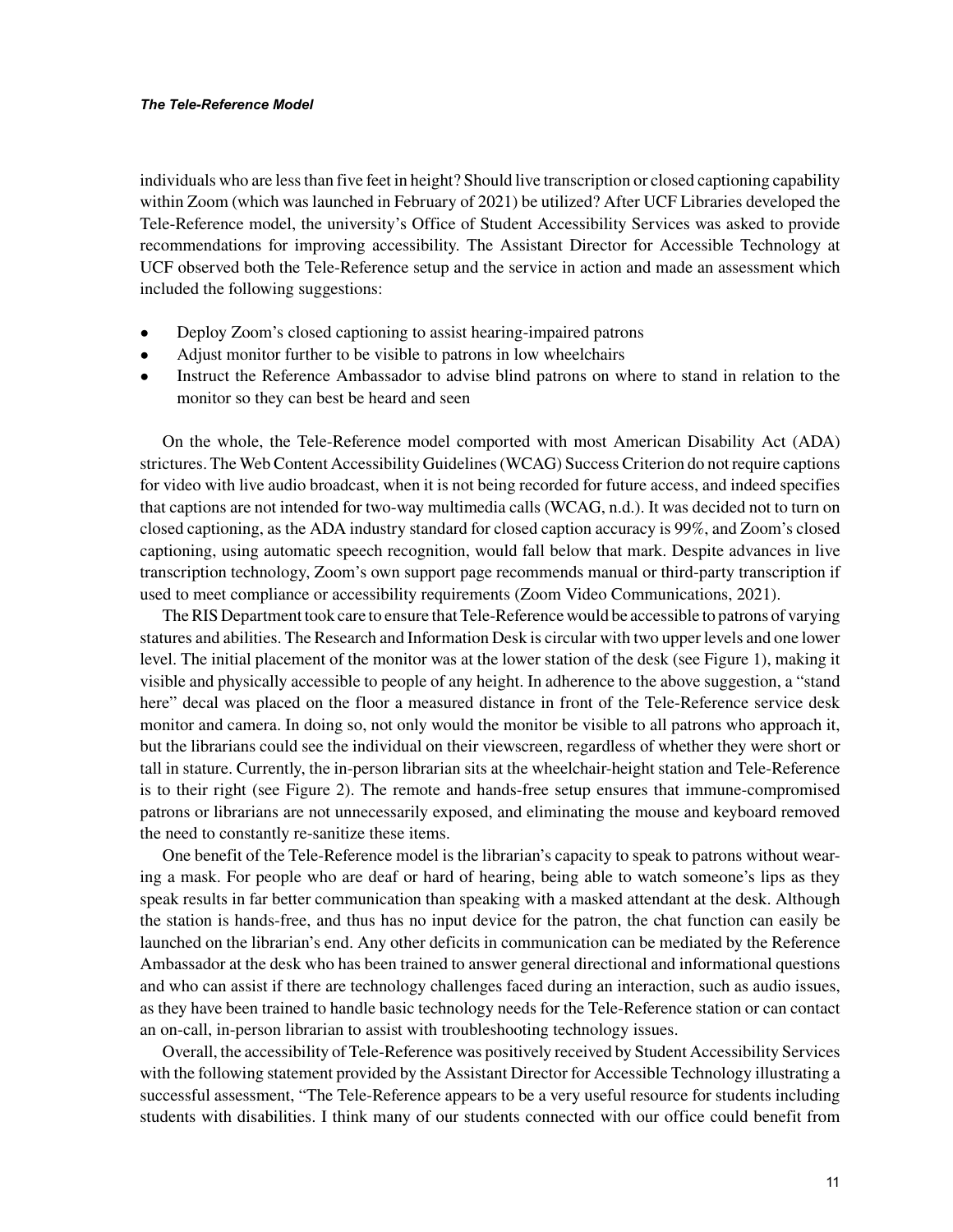individuals who are less than five feet in height? Should live transcription or closed captioning capability within Zoom (which was launched in February of 2021) be utilized? After UCF Libraries developed the Tele-Reference model, the university's Office of Student Accessibility Services was asked to provide recommendations for improving accessibility. The Assistant Director for Accessible Technology at UCF observed both the Tele-Reference setup and the service in action and made an assessment which included the following suggestions:

- Deploy Zoom's closed captioning to assist hearing-impaired patrons
- Adjust monitor further to be visible to patrons in low wheelchairs
- Instruct the Reference Ambassador to advise blind patrons on where to stand in relation to the monitor so they can best be heard and seen

On the whole, the Tele-Reference model comported with most American Disability Act (ADA) strictures. The Web Content Accessibility Guidelines (WCAG) Success Criterion do not require captions for video with live audio broadcast, when it is not being recorded for future access, and indeed specifies that captions are not intended for two-way multimedia calls (WCAG, n.d.). It was decided not to turn on closed captioning, as the ADA industry standard for closed caption accuracy is 99%, and Zoom's closed captioning, using automatic speech recognition, would fall below that mark. Despite advances in live transcription technology, Zoom's own support page recommends manual or third-party transcription if used to meet compliance or accessibility requirements (Zoom Video Communications, 2021).

The RIS Department took care to ensure that Tele-Reference would be accessible to patrons of varying statures and abilities. The Research and Information Desk is circular with two upper levels and one lower level. The initial placement of the monitor was at the lower station of the desk (see Figure 1), making it visible and physically accessible to people of any height. In adherence to the above suggestion, a "stand here" decal was placed on the floor a measured distance in front of the Tele-Reference service desk monitor and camera. In doing so, not only would the monitor be visible to all patrons who approach it, but the librarians could see the individual on their viewscreen, regardless of whether they were short or tall in stature. Currently, the in-person librarian sits at the wheelchair-height station and Tele-Reference is to their right (see Figure 2). The remote and hands-free setup ensures that immune-compromised patrons or librarians are not unnecessarily exposed, and eliminating the mouse and keyboard removed the need to constantly re-sanitize these items.

One benefit of the Tele-Reference model is the librarian's capacity to speak to patrons without wearing a mask. For people who are deaf or hard of hearing, being able to watch someone's lips as they speak results in far better communication than speaking with a masked attendant at the desk. Although the station is hands-free, and thus has no input device for the patron, the chat function can easily be launched on the librarian's end. Any other deficits in communication can be mediated by the Reference Ambassador at the desk who has been trained to answer general directional and informational questions and who can assist if there are technology challenges faced during an interaction, such as audio issues, as they have been trained to handle basic technology needs for the Tele-Reference station or can contact an on-call, in-person librarian to assist with troubleshooting technology issues.

Overall, the accessibility of Tele-Reference was positively received by Student Accessibility Services with the following statement provided by the Assistant Director for Accessible Technology illustrating a successful assessment, "The Tele-Reference appears to be a very useful resource for students including students with disabilities. I think many of our students connected with our office could benefit from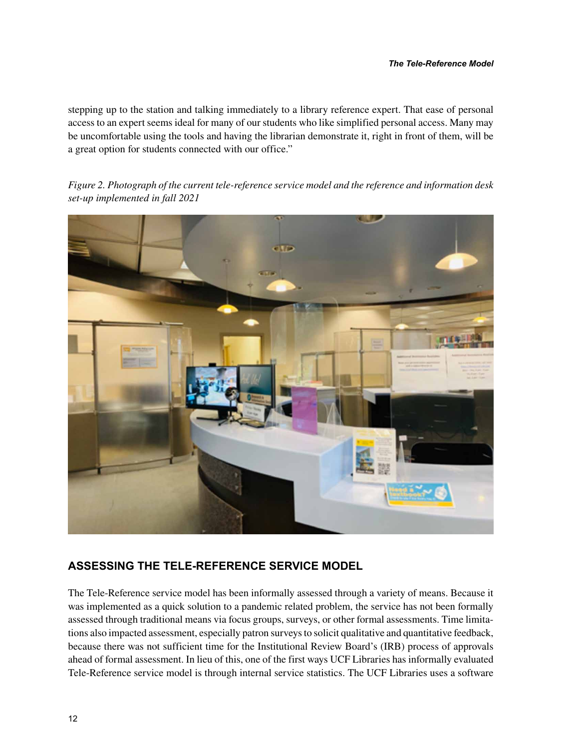stepping up to the station and talking immediately to a library reference expert. That ease of personal access to an expert seems ideal for many of our students who like simplified personal access. Many may be uncomfortable using the tools and having the librarian demonstrate it, right in front of them, will be a great option for students connected with our office."

*Figure 2. Photograph of the current tele-reference service model and the reference and information desk set-up implemented in fall 2021*

## ASSESSING THE TELE-REFERENCE SERVICE MODEL

The Tele-Reference service model has been informally assessed through a variety of means. Because it was implemented as a quick solution to a pandemic related problem, the service has not been formally assessed through traditional means via focus groups, surveys, or other formal assessments. Time limitations also impacted assessment, especially patron surveys to solicit qualitative and quantitative feedback, because there was not sufficient time for the Institutional Review Board's (IRB) process of approvals ahead of formal assessment. In lieu of this, one of the first ways UCF Libraries has informally evaluated Tele-Reference service model is through internal service statistics. The UCF Libraries uses a software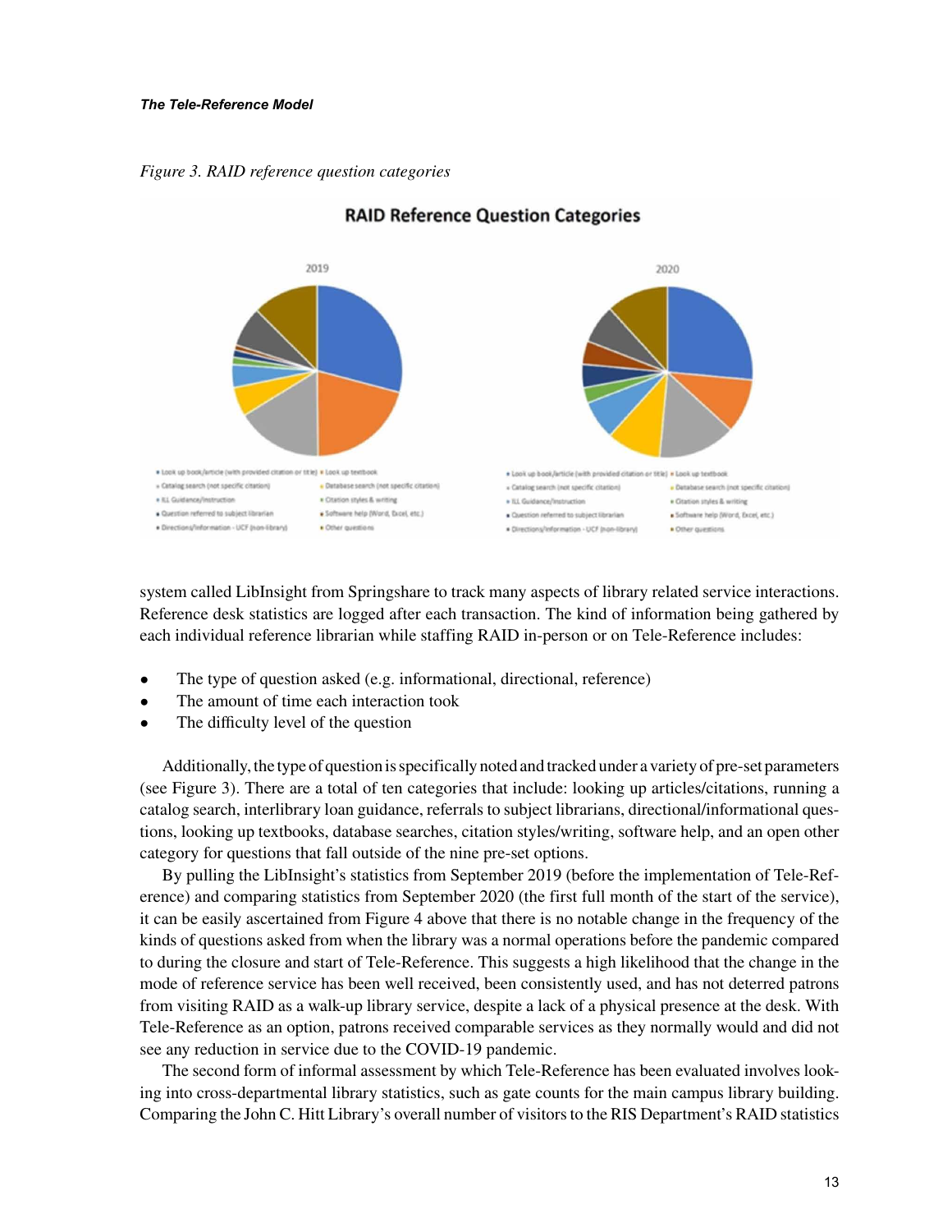*Figure 3. RAID reference question categories*

system called LibInsight from Springshare to track many aspects of library related service interactions. Reference desk statistics are logged after each transaction. The kind of information being gathered by each individual reference librarian while staffing RAID in-person or on Tele-Reference includes:

- The type of question asked (e.g. informational, directional, reference)
- The amount of time each interaction took
- The difficulty level of the question

Additionally, the type of question is specifically noted and tracked under a variety of pre-set parameters (see Figure 3). There are a total of ten categories that include: looking up articles/citations, running a catalog search, interlibrary loan guidance, referrals to subject librarians, directional/informational questions, looking up textbooks, database searches, citation styles/writing, software help, and an open other category for questions that fall outside of the nine pre-set options.

By pulling the LibInsight's statistics from September 2019 (before the implementation of Tele-Reference) and comparing statistics from September 2020 (the first full month of the start of the service), it can be easily ascertained from Figure 4 above that there is no notable change in the frequency of the kinds of questions asked from when the library was a normal operations before the pandemic compared to during the closure and start of Tele-Reference. This suggests a high likelihood that the change in the mode of reference service has been well received, been consistently used, and has not deterred patrons from visiting RAID as a walk-up library service, despite a lack of a physical presence at the desk. With Tele-Reference as an option, patrons received comparable services as they normally would and did not see any reduction in service due to the COVID-19 pandemic.

The second form of informal assessment by which Tele-Reference has been evaluated involves looking into cross-departmental library statistics, such as gate counts for the main campus library building. Comparing the John C. Hitt Library's overall number of visitors to the RIS Department's RAID statistics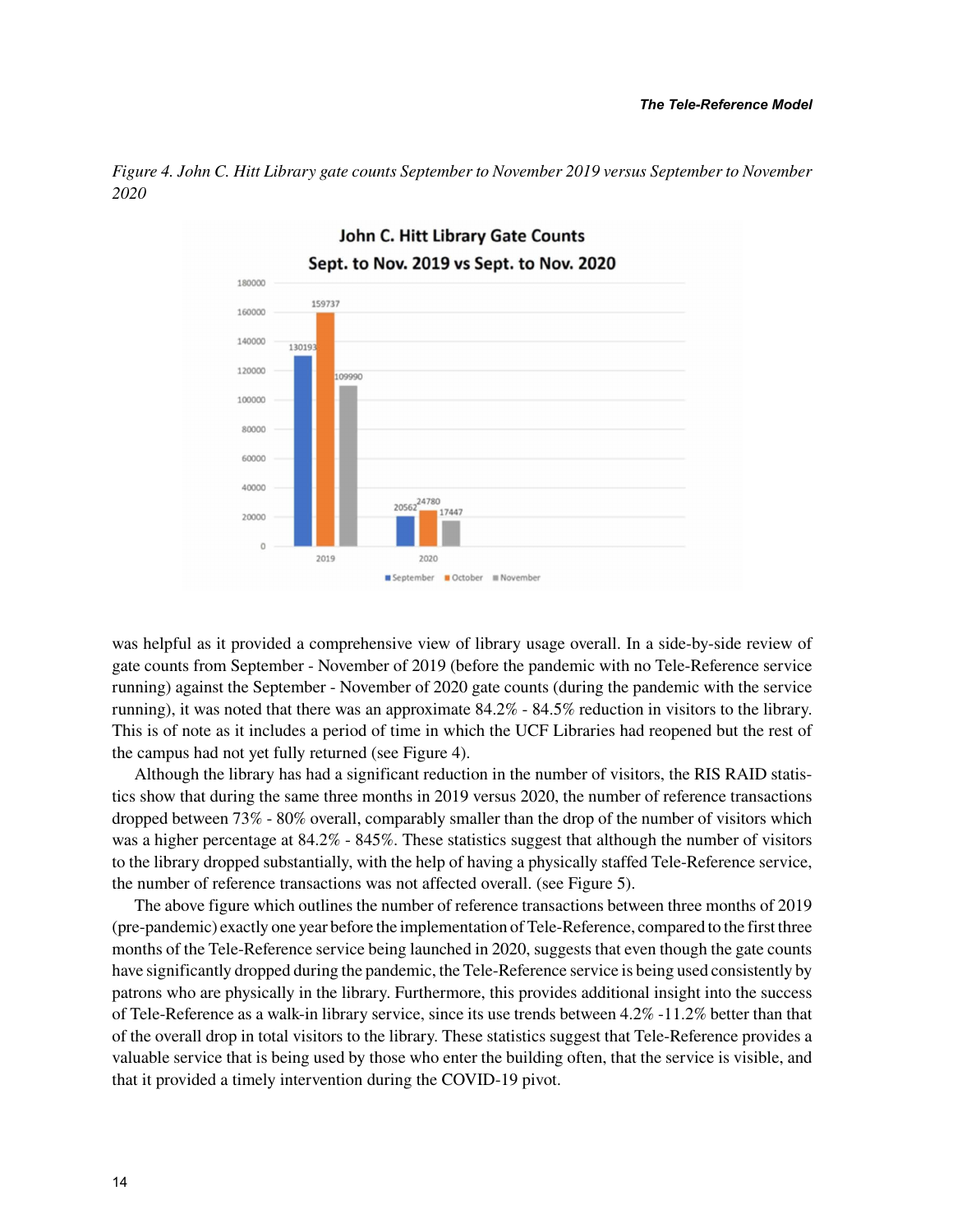*Figure 4. John C. Hitt Library gate counts September to November 2019 versus September to November 2020*

was helpful as it provided a comprehensive view of library usage overall. In a side-by-side review of gate counts from September - November of 2019 (before the pandemic with no Tele-Reference service running) against the September - November of 2020 gate counts (during the pandemic with the service running), it was noted that there was an approximate 84.2% - 84.5% reduction in visitors to the library. This is of note as it includes a period of time in which the UCF Libraries had reopened but the rest of the campus had not yet fully returned (see Figure 4).

Although the library has had a significant reduction in the number of visitors, the RIS RAID statistics show that during the same three months in 2019 versus 2020, the number of reference transactions dropped between 73% - 80% overall, comparably smaller than the drop of the number of visitors which was a higher percentage at 84.2% - 845%. These statistics suggest that although the number of visitors to the library dropped substantially, with the help of having a physically staffed Tele-Reference service, the number of reference transactions was not affected overall. (see Figure 5).

The above figure which outlines the number of reference transactions between three months of 2019 (pre-pandemic) exactly one year before the implementation of Tele-Reference, compared to the first three months of the Tele-Reference service being launched in 2020, suggests that even though the gate counts have significantly dropped during the pandemic, the Tele-Reference service is being used consistently by patrons who are physically in the library. Furthermore, this provides additional insight into the success of Tele-Reference as a walk-in library service, since its use trends between 4.2% -11.2% better than that of the overall drop in total visitors to the library. These statistics suggest that Tele-Reference provides a valuable service that is being used by those who enter the building often, that the service is visible, and that it provided a timely intervention during the COVID-19 pivot.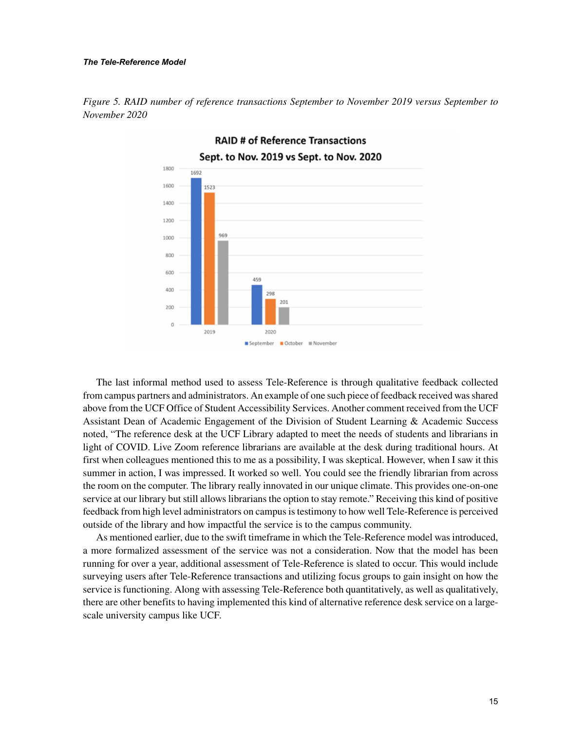*Figure 5. RAID number of reference transactions September to November 2019 versus September to November 2020*

The last informal method used to assess Tele-Reference is through qualitative feedback collected from campus partners and administrators. An example of one such piece of feedback received was shared above from the UCF Office of Student Accessibility Services. Another comment received from the UCF Assistant Dean of Academic Engagement of the Division of Student Learning & Academic Success noted, "The reference desk at the UCF Library adapted to meet the needs of students and librarians in light of COVID. Live Zoom reference librarians are available at the desk during traditional hours. At first when colleagues mentioned this to me as a possibility, I was skeptical. However, when I saw it this summer in action, I was impressed. It worked so well. You could see the friendly librarian from across the room on the computer. The library really innovated in our unique climate. This provides one-on-one service at our library but still allows librarians the option to stay remote." Receiving this kind of positive feedback from high level administrators on campus is testimony to how well Tele-Reference is perceived outside of the library and how impactful the service is to the campus community.

As mentioned earlier, due to the swift timeframe in which the Tele-Reference model was introduced, a more formalized assessment of the service was not a consideration. Now that the model has been running for over a year, additional assessment of Tele-Reference is slated to occur. This would include surveying users after Tele-Reference transactions and utilizing focus groups to gain insight on how the service is functioning. Along with assessing Tele-Reference both quantitatively, as well as qualitatively, there are other benefits to having implemented this kind of alternative reference desk service on a large-scale university campus like UCF.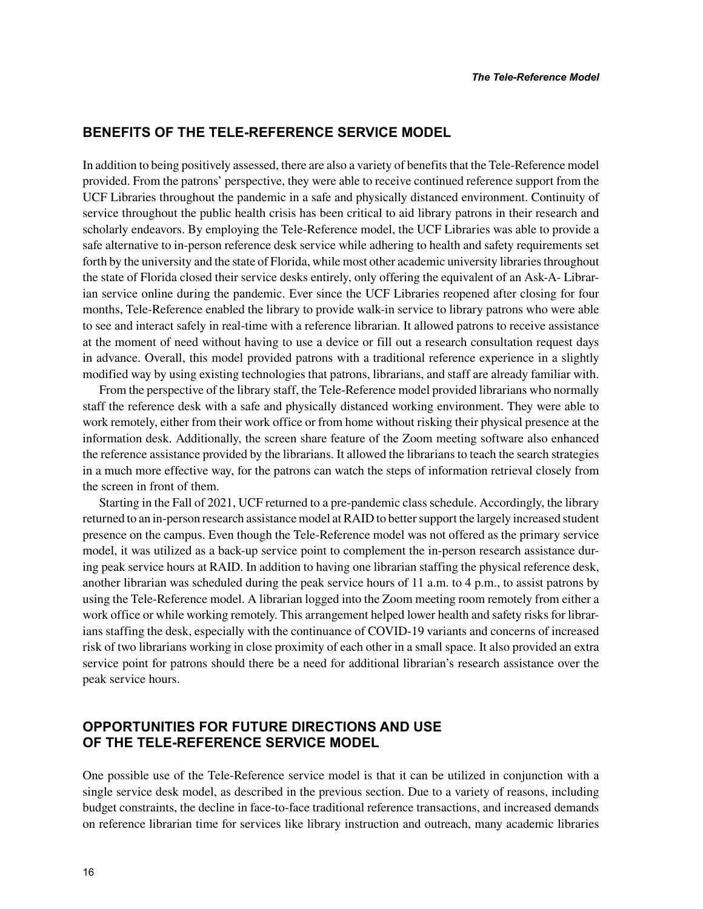## BENEFITS OF THE TELE-REFERENCE SERVICE MODEL

In addition to being positively assessed, there are also a variety of benefits that the Tele-Reference model provided. From the patrons' perspective, they were able to receive continued reference support from the UCF Libraries throughout the pandemic in a safe and physically distanced environment. Continuity of service throughout the public health crisis has been critical to aid library patrons in their research and scholarly endeavors. By employing the Tele-Reference model, the UCF Libraries was able to provide a safe alternative to in-person reference desk service while adhering to health and safety requirements set forth by the university and the state of Florida, while most other academic university libraries throughout the state of Florida closed their service desks entirely, only offering the equivalent of an Ask-A- Librarian service online during the pandemic. Ever since the UCF Libraries reopened after closing for four months, Tele-Reference enabled the library to provide walk-in service to library patrons who were able to see and interact safely in real-time with a reference librarian. It allowed patrons to receive assistance at the moment of need without having to use a device or fill out a research consultation request days in advance. Overall, this model provided patrons with a traditional reference experience in a slightly modified way by using existing technologies that patrons, librarians, and staff are already familiar with.

From the perspective of the library staff, the Tele-Reference model provided librarians who normally staff the reference desk with a safe and physically distanced working environment. They were able to work remotely, either from their work office or from home without risking their physical presence at the information desk. Additionally, the screen share feature of the Zoom meeting software also enhanced the reference assistance provided by the librarians. It allowed the librarians to teach the search strategies in a much more effective way, for the patrons can watch the steps of information retrieval closely from the screen in front of them.

Starting in the Fall of 2021, UCF returned to a pre-pandemic class schedule. Accordingly, the library returned to an in-person research assistance model at RAID to better support the largely increased student presence on the campus. Even though the Tele-Reference model was not offered as the primary service model, it was utilized as a back-up service point to complement the in-person research assistance during peak service hours at RAID. In addition to having one librarian staffing the physical reference desk, another librarian was scheduled during the peak service hours of 11 a.m. to 4 p.m., to assist patrons by using the Tele-Reference model. A librarian logged into the Zoom meeting room remotely from either a work office or while working remotely. This arrangement helped lower health and safety risks for librarians staffing the desk, especially with the continuance of COVID-19 variants and concerns of increased risk of two librarians working in close proximity of each other in a small space. It also provided an extra service point for patrons should there be a need for additional librarian's research assistance over the peak service hours.

## OPPORTUNITIES FOR FUTURE DIRECTIONS AND USE OF THE TELE-REFERENCE SERVICE MODEL

One possible use of the Tele-Reference service model is that it can be utilized in conjunction with a single service desk model, as described in the previous section. Due to a variety of reasons, including budget constraints, the decline in face-to-face traditional reference transactions, and increased demands on reference librarian time for services like library instruction and outreach, many academic libraries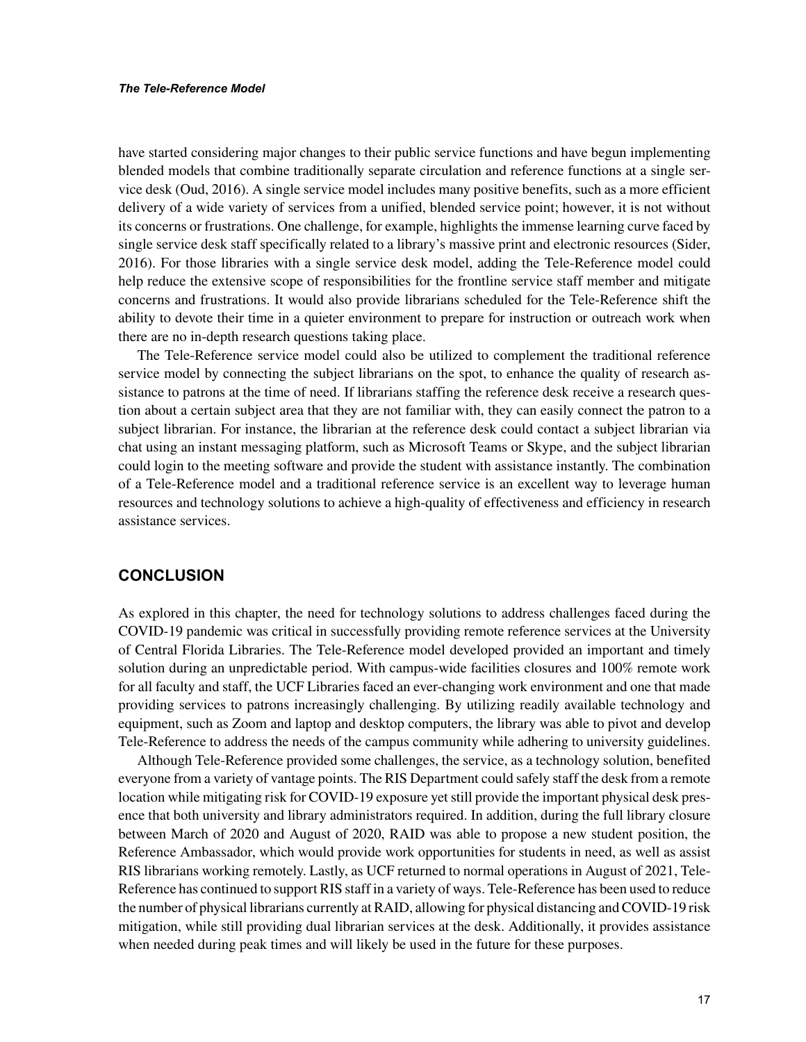have started considering major changes to their public service functions and have begun implementing blended models that combine traditionally separate circulation and reference functions at a single service desk (Oud, 2016). A single service model includes many positive benefits, such as a more efficient delivery of a wide variety of services from a unified, blended service point; however, it is not without its concerns or frustrations. One challenge, for example, highlights the immense learning curve faced by single service desk staff specifically related to a library's massive print and electronic resources (Sider, 2016). For those libraries with a single service desk model, adding the Tele-Reference model could help reduce the extensive scope of responsibilities for the frontline service staff member and mitigate concerns and frustrations. It would also provide librarians scheduled for the Tele-Reference shift the ability to devote their time in a quieter environment to prepare for instruction or outreach work when there are no in-depth research questions taking place.

The Tele-Reference service model could also be utilized to complement the traditional reference service model by connecting the subject librarians on the spot, to enhance the quality of research assistance to patrons at the time of need. If librarians staffing the reference desk receive a research question about a certain subject area that they are not familiar with, they can easily connect the patron to a subject librarian. For instance, the librarian at the reference desk could contact a subject librarian via chat using an instant messaging platform, such as Microsoft Teams or Skype, and the subject librarian could login to the meeting software and provide the student with assistance instantly. The combination of a Tele-Reference model and a traditional reference service is an excellent way to leverage human resources and technology solutions to achieve a high-quality of effectiveness and efficiency in research assistance services.

## CONCLUSION

As explored in this chapter, the need for technology solutions to address challenges faced during the COVID-19 pandemic was critical in successfully providing remote reference services at the University of Central Florida Libraries. The Tele-Reference model developed provided an important and timely solution during an unpredictable period. With campus-wide facilities closures and 100% remote work for all faculty and staff, the UCF Libraries faced an ever-changing work environment and one that made providing services to patrons increasingly challenging. By utilizing readily available technology and equipment, such as Zoom and laptop and desktop computers, the library was able to pivot and develop Tele-Reference to address the needs of the campus community while adhering to university guidelines.

Although Tele-Reference provided some challenges, the service, as a technology solution, benefited everyone from a variety of vantage points. The RIS Department could safely staff the desk from a remote location while mitigating risk for COVID-19 exposure yet still provide the important physical desk presence that both university and library administrators required. In addition, during the full library closure between March of 2020 and August of 2020, RAID was able to propose a new student position, the Reference Ambassador, which would provide work opportunities for students in need, as well as assist RIS librarians working remotely. Lastly, as UCF returned to normal operations in August of 2021, Tele-Reference has continued to support RIS staff in a variety of ways. Tele-Reference has been used to reduce the number of physical librarians currently at RAID, allowing for physical distancing and COVID-19 risk mitigation, while still providing dual librarian services at the desk. Additionally, it provides assistance when needed during peak times and will likely be used in the future for these purposes.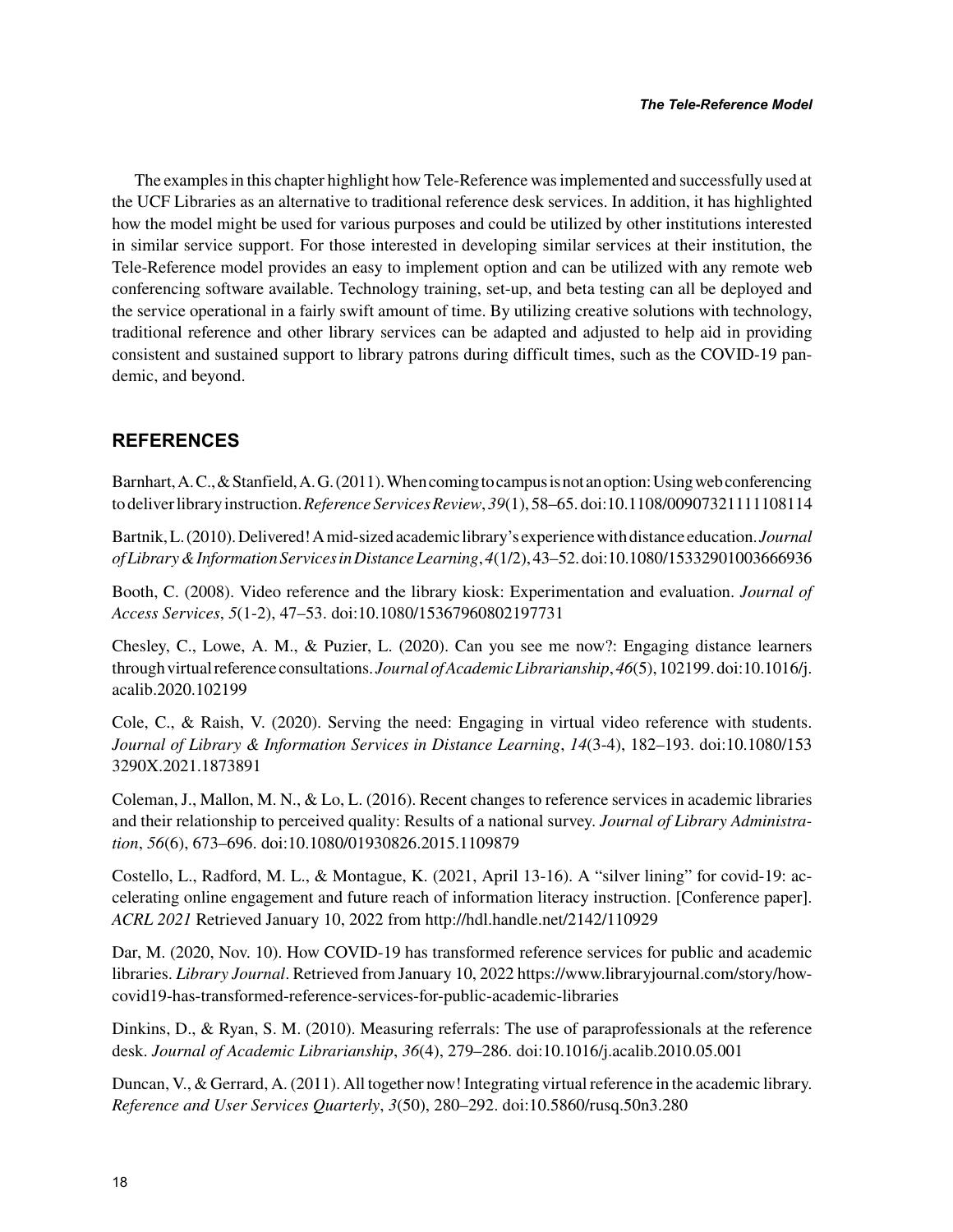The examples in this chapter highlight how Tele-Reference was implemented and successfully used at the UCF Libraries as an alternative to traditional reference desk services. In addition, it has highlighted how the model might be used for various purposes and could be utilized by other institutions interested in similar service support. For those interested in developing similar services at their institution, the Tele-Reference model provides an easy to implement option and can be utilized with any remote web conferencing software available. Technology training, set-up, and beta testing can all be deployed and the service operational in a fairly swift amount of time. By utilizing creative solutions with technology, traditional reference and other library services can be adapted and adjusted to help aid in providing consistent and sustained support to library patrons during difficult times, such as the COVID-19 pandemic, and beyond.

## REFERENCES

Barnhart, A. C., & Stanfield, A. G. (2011). When coming to campus is not an option: Using web conferencing to deliver library instruction. *Reference Services Review*, *39*(1), 58–65. doi:10.1108/00907321111108114

Bartnik, L. (2010). Delivered! A mid-sized academic library's experience with distance education. *Journal of Library & Information Services in Distance Learning*, *4*(1/2), 43–52. doi:10.1080/15332901003666936

Booth, C. (2008). Video reference and the library kiosk: Experimentation and evaluation. *Journal of Access Services*, *5*(1-2), 47–53. doi:10.1080/15367960802197731

Chesley, C., Lowe, A. M., & Puzier, L. (2020). Can you see me now?: Engaging distance learners through virtual reference consultations. *Journal of Academic Librarianship*, *46*(5), 102199. doi:10.1016/j.acalib.2020.102199

Cole, C., & Raish, V. (2020). Serving the need: Engaging in virtual video reference with students. *Journal of Library & Information Services in Distance Learning*, *14*(3-4), 182–193. doi:10.1080/1533290X.2021.1873891

Coleman, J., Mallon, M. N., & Lo, L. (2016). Recent changes to reference services in academic libraries and their relationship to perceived quality: Results of a national survey. *Journal of Library Administration*, *56*(6), 673–696. doi:10.1080/01930826.2015.1109879

Costello, L., Radford, M. L., & Montague, K. (2021, April 13-16). A "silver lining" for covid-19: accelerating online engagement and future reach of information literacy instruction. [Conference paper]. *ACRL 2021* Retrieved January 10, 2022 from http://hdl.handle.net/2142/110929

Dar, M. (2020, Nov. 10). How COVID-19 has transformed reference services for public and academic libraries. *Library Journal*. Retrieved from January 10, 2022 https://www.libraryjournal.com/story/how-covid19-has-transformed-reference-services-for-public-academic-libraries

Dinkins, D., & Ryan, S. M. (2010). Measuring referrals: The use of paraprofessionals at the reference desk. *Journal of Academic Librarianship*, *36*(4), 279–286. doi:10.1016/j.acalib.2010.05.001

Duncan, V., & Gerrard, A. (2011). All together now! Integrating virtual reference in the academic library. *Reference and User Services Quarterly*, *3*(50), 280–292. doi:10.5860/rusq.50n3.280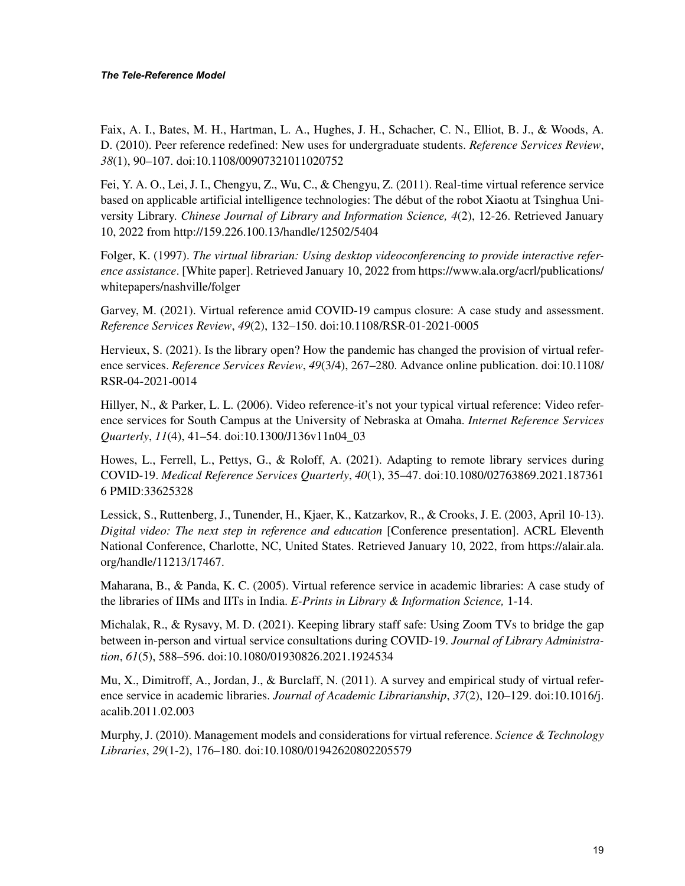Faix, A. I., Bates, M. H., Hartman, L. A., Hughes, J. H., Schacher, C. N., Elliot, B. J., & Woods, A. D. (2010). Peer reference redefined: New uses for undergraduate students. *Reference Services Review*, *38*(1), 90–107. doi:10.1108/00907321011020752

Fei, Y. A. O., Lei, J. I., Chengyu, Z., Wu, C., & Chengyu, Z. (2011). Real-time virtual reference service based on applicable artificial intelligence technologies: The début of the robot Xiaotu at Tsinghua University Library. *Chinese Journal of Library and Information Science, 4*(2), 12-26. Retrieved January 10, 2022 from http://159.226.100.13/handle/12502/5404

Folger, K. (1997). *The virtual librarian: Using desktop videoconferencing to provide interactive reference assistance*. [White paper]. Retrieved January 10, 2022 from https://www.ala.org/acrl/publications/whitepapers/nashville/folger

Garvey, M. (2021). Virtual reference amid COVID-19 campus closure: A case study and assessment. *Reference Services Review*, *49*(2), 132–150. doi:10.1108/RSR-01-2021-0005

Hervieux, S. (2021). Is the library open? How the pandemic has changed the provision of virtual reference services. *Reference Services Review*, *49*(3/4), 267–280. Advance online publication. doi:10.1108/RSR-04-2021-0014

Hillyer, N., & Parker, L. L. (2006). Video reference-it's not your typical virtual reference: Video reference services for South Campus at the University of Nebraska at Omaha. *Internet Reference Services Quarterly*, *11*(4), 41–54. doi:10.1300/J136v11n04_03

Howes, L., Ferrell, L., Pettys, G., & Roloff, A. (2021). Adapting to remote library services during COVID-19. *Medical Reference Services Quarterly*, *40*(1), 35–47. doi:10.1080/02763869.2021.1873616 PMID:33625328

Lessick, S., Ruttenberg, J., Tunender, H., Kjaer, K., Katzarkov, R., & Crooks, J. E. (2003, April 10-13). *Digital video: The next step in reference and education* [Conference presentation]. ACRL Eleventh National Conference, Charlotte, NC, United States. Retrieved January 10, 2022, from https://alair.ala.org/handle/11213/17467.

Maharana, B., & Panda, K. C. (2005). Virtual reference service in academic libraries: A case study of the libraries of IIMs and IITs in India. *E-Prints in Library & Information Science,* 1-14.

Michalak, R., & Rysavy, M. D. (2021). Keeping library staff safe: Using Zoom TVs to bridge the gap between in-person and virtual service consultations during COVID-19. *Journal of Library Administration*, *61*(5), 588–596. doi:10.1080/01930826.2021.1924534

Mu, X., Dimitroff, A., Jordan, J., & Burclaff, N. (2011). A survey and empirical study of virtual reference service in academic libraries. *Journal of Academic Librarianship*, *37*(2), 120–129. doi:10.1016/j.acalib.2011.02.003

Murphy, J. (2010). Management models and considerations for virtual reference. *Science & Technology Libraries*, *29*(1-2), 176–180. doi:10.1080/01942620802205579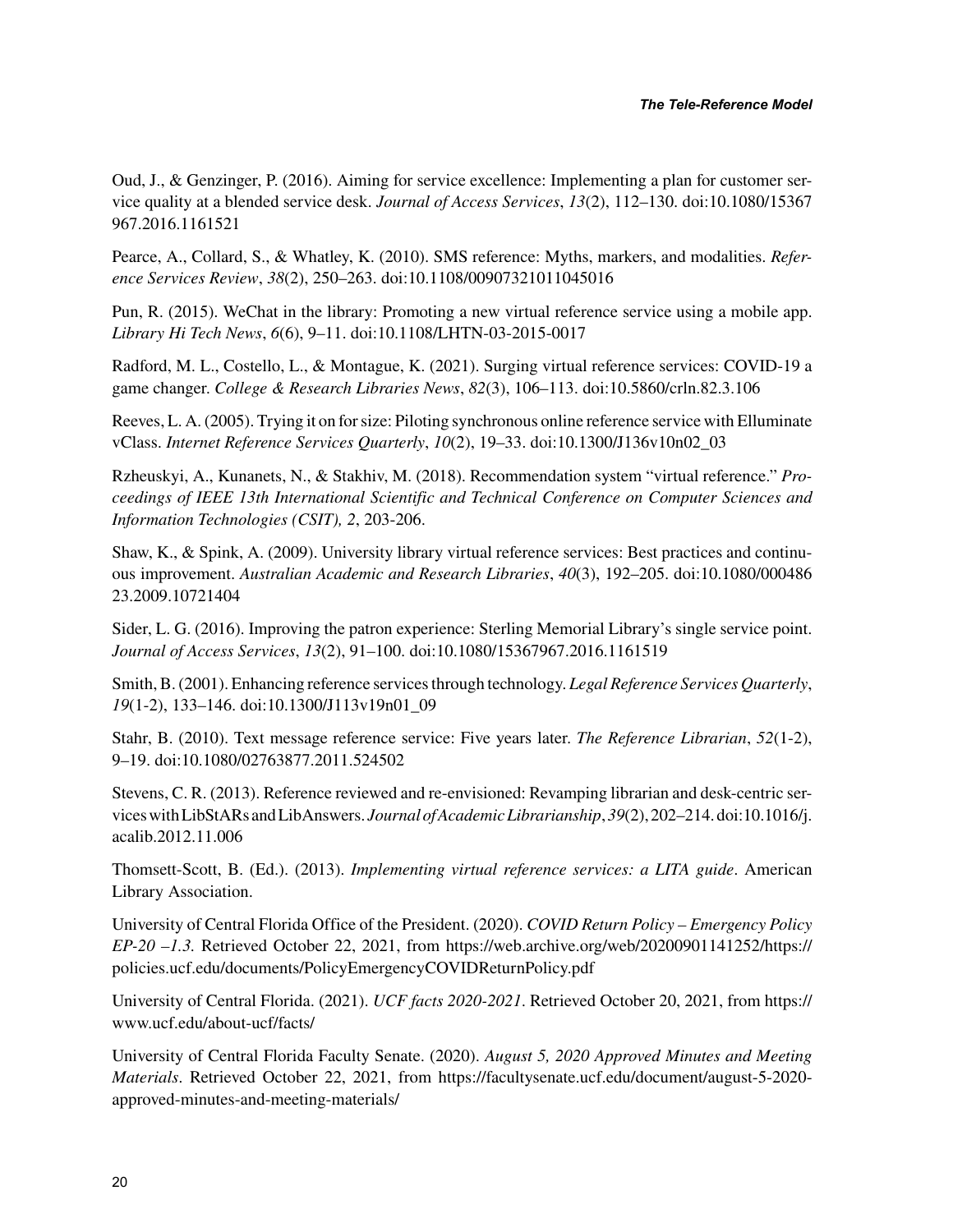Oud, J., & Genzinger, P. (2016). Aiming for service excellence: Implementing a plan for customer service quality at a blended service desk. *Journal of Access Services*, *13*(2), 112–130. doi:10.1080/15367967.2016.1161521

Pearce, A., Collard, S., & Whatley, K. (2010). SMS reference: Myths, markers, and modalities. *Reference Services Review*, *38*(2), 250–263. doi:10.1108/00907321011045016

Pun, R. (2015). WeChat in the library: Promoting a new virtual reference service using a mobile app. *Library Hi Tech News*, *6*(6), 9–11. doi:10.1108/LHTN-03-2015-0017

Radford, M. L., Costello, L., & Montague, K. (2021). Surging virtual reference services: COVID-19 a game changer. *College & Research Libraries News*, *82*(3), 106–113. doi:10.5860/crln.82.3.106

Reeves, L. A. (2005). Trying it on for size: Piloting synchronous online reference service with Elluminate vClass. *Internet Reference Services Quarterly*, *10*(2), 19–33. doi:10.1300/J136v10n02_03

Rzheuskyi, A., Kunanets, N., & Stakhiv, M. (2018). Recommendation system "virtual reference." *Proceedings of IEEE 13th International Scientific and Technical Conference on Computer Sciences and Information Technologies (CSIT), 2*, 203-206.

Shaw, K., & Spink, A. (2009). University library virtual reference services: Best practices and continuous improvement. *Australian Academic and Research Libraries*, *40*(3), 192–205. doi:10.1080/00048623.2009.10721404

Sider, L. G. (2016). Improving the patron experience: Sterling Memorial Library's single service point. *Journal of Access Services*, *13*(2), 91–100. doi:10.1080/15367967.2016.1161519

Smith, B. (2001). Enhancing reference services through technology. *Legal Reference Services Quarterly*, *19*(1-2), 133–146. doi:10.1300/J113v19n01_09

Stahr, B. (2010). Text message reference service: Five years later. *The Reference Librarian*, *52*(1-2), 9–19. doi:10.1080/02763877.2011.524502

Stevens, C. R. (2013). Reference reviewed and re-envisioned: Revamping librarian and desk-centric services with LibStARs and LibAnswers. *Journal of Academic Librarianship*, *39*(2), 202–214. doi:10.1016/j.acalib.2012.11.006

Thomsett-Scott, B. (Ed.). (2013). *Implementing virtual reference services: a LITA guide*. American Library Association.

University of Central Florida Office of the President. (2020). *COVID Return Policy – Emergency Policy EP-20 –1.3.* Retrieved October 22, 2021, from https://web.archive.org/web/20200901141252/https://policies.ucf.edu/documents/PolicyEmergencyCOVIDReturnPolicy.pdf

University of Central Florida. (2021). *UCF facts 2020-2021*. Retrieved October 20, 2021, from https://www.ucf.edu/about-ucf/facts/

University of Central Florida Faculty Senate. (2020). *August 5, 2020 Approved Minutes and Meeting Materials*. Retrieved October 22, 2021, from https://facultysenate.ucf.edu/document/august-5-2020-approved-minutes-and-meeting-materials/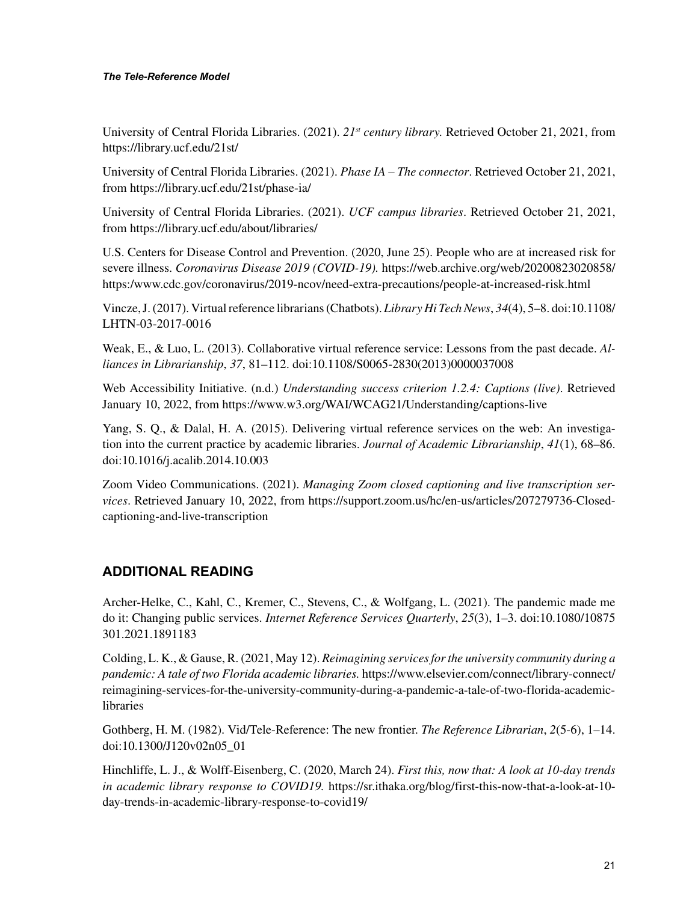University of Central Florida Libraries. (2021). *21st century library.* Retrieved October 21, 2021, from https://library.ucf.edu/21st/

University of Central Florida Libraries. (2021). *Phase IA – The connector*. Retrieved October 21, 2021, from https://library.ucf.edu/21st/phase-ia/

University of Central Florida Libraries. (2021). *UCF campus libraries*. Retrieved October 21, 2021, from https://library.ucf.edu/about/libraries/

U.S. Centers for Disease Control and Prevention. (2020, June 25). People who are at increased risk for severe illness. *Coronavirus Disease 2019 (COVID-19).* https://web.archive.org/web/20200823020858/https:/www.cdc.gov/coronavirus/2019-ncov/need-extra-precautions/people-at-increased-risk.html

Vincze, J. (2017). Virtual reference librarians (Chatbots). *Library Hi Tech News*, *34*(4), 5–8. doi:10.1108/LHTN-03-2017-0016

Weak, E., & Luo, L. (2013). Collaborative virtual reference service: Lessons from the past decade. *Alliances in Librarianship*, *37*, 81–112. doi:10.1108/S0065-2830(2013)0000037008

Web Accessibility Initiative. (n.d.) *Understanding success criterion 1.2.4: Captions (live)*. Retrieved January 10, 2022, from https://www.w3.org/WAI/WCAG21/Understanding/captions-live

Yang, S. Q., & Dalal, H. A. (2015). Delivering virtual reference services on the web: An investigation into the current practice by academic libraries. *Journal of Academic Librarianship*, *41*(1), 68–86. doi:10.1016/j.acalib.2014.10.003

Zoom Video Communications. (2021). *Managing Zoom closed captioning and live transcription services*. Retrieved January 10, 2022, from https://support.zoom.us/hc/en-us/articles/207279736-Closed-captioning-and-live-transcription

## ADDITIONAL READING

Archer-Helke, C., Kahl, C., Kremer, C., Stevens, C., & Wolfgang, L. (2021). The pandemic made me do it: Changing public services. *Internet Reference Services Quarterly*, *25*(3), 1–3. doi:10.1080/10875301.2021.1891183

Colding, L. K., & Gause, R. (2021, May 12). *Reimagining services for the university community during a pandemic: A tale of two Florida academic libraries.* https://www.elsevier.com/connect/library-connect/reimagining-services-for-the-university-community-during-a-pandemic-a-tale-of-two-florida-academic-libraries

Gothberg, H. M. (1982). Vid/Tele-Reference: The new frontier. *The Reference Librarian*, *2*(5-6), 1–14. doi:10.1300/J120v02n05_01

Hinchliffe, L. J., & Wolff-Eisenberg, C. (2020, March 24). *First this, now that: A look at 10-day trends in academic library response to COVID19.* https://sr.ithaka.org/blog/first-this-now-that-a-look-at-10-day-trends-in-academic-library-response-to-covid19/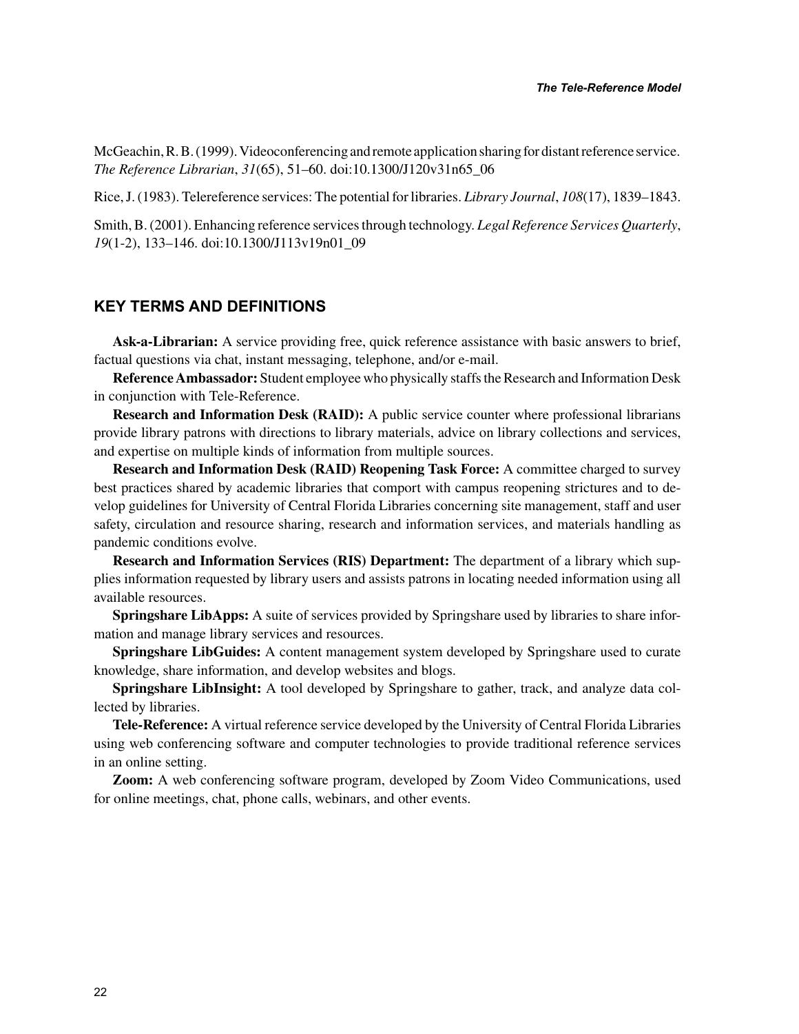McGeachin, R. B. (1999). Videoconferencing and remote application sharing for distant reference service. *The Reference Librarian*, *31*(65), 51–60. doi:10.1300/J120v31n65_06

Rice, J. (1983). Telereference services: The potential for libraries. *Library Journal*, *108*(17), 1839–1843.

Smith, B. (2001). Enhancing reference services through technology. *Legal Reference Services Quarterly*, *19*(1-2), 133–146. doi:10.1300/J113v19n01_09

## KEY TERMS AND DEFINITIONS

**Ask-a-Librarian:** A service providing free, quick reference assistance with basic answers to brief, factual questions via chat, instant messaging, telephone, and/or e-mail.

**Reference Ambassador:** Student employee who physically staffs the Research and Information Desk in conjunction with Tele-Reference.

**Research and Information Desk (RAID):** A public service counter where professional librarians provide library patrons with directions to library materials, advice on library collections and services, and expertise on multiple kinds of information from multiple sources.

**Research and Information Desk (RAID) Reopening Task Force:** A committee charged to survey best practices shared by academic libraries that comport with campus reopening strictures and to develop guidelines for University of Central Florida Libraries concerning site management, staff and user safety, circulation and resource sharing, research and information services, and materials handling as pandemic conditions evolve.

**Research and Information Services (RIS) Department:** The department of a library which supplies information requested by library users and assists patrons in locating needed information using all available resources.

**Springshare LibApps:** A suite of services provided by Springshare used by libraries to share information and manage library services and resources.

**Springshare LibGuides:** A content management system developed by Springshare used to curate knowledge, share information, and develop websites and blogs.

**Springshare LibInsight:** A tool developed by Springshare to gather, track, and analyze data collected by libraries.

**Tele-Reference:** A virtual reference service developed by the University of Central Florida Libraries using web conferencing software and computer technologies to provide traditional reference services in an online setting.

**Zoom:** A web conferencing software program, developed by Zoom Video Communications, used for online meetings, chat, phone calls, webinars, and other events.